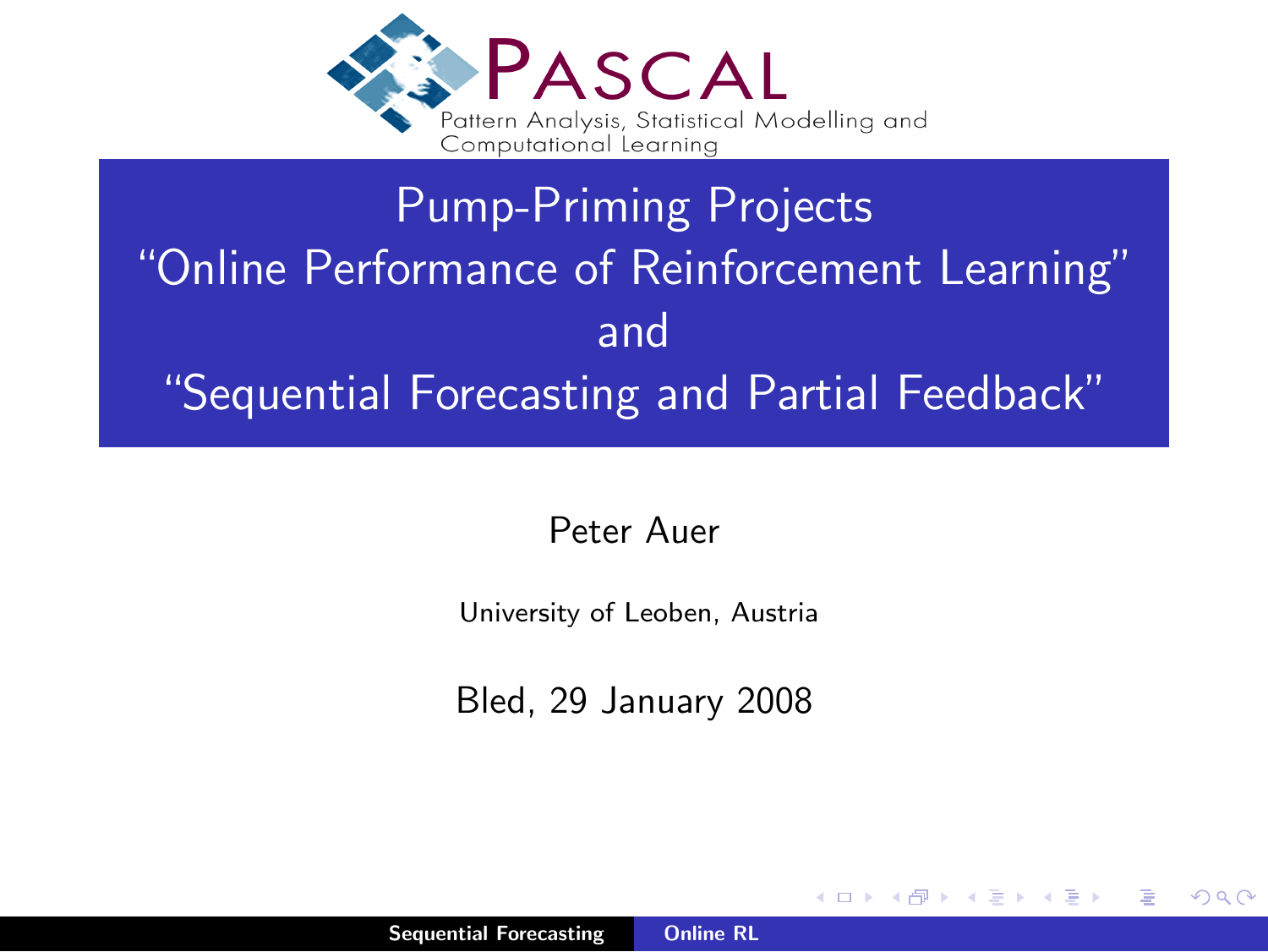PASCAL

Pattern Analysis, Statistical Modelling and Computational Learning

# Pump-Priming Projects "Online Performance of Reinforcement Learning" and "Sequential Forecasting and Partial Feedback"

Peter Auer

University of Leoben, Austria

Bled, 29 January 2008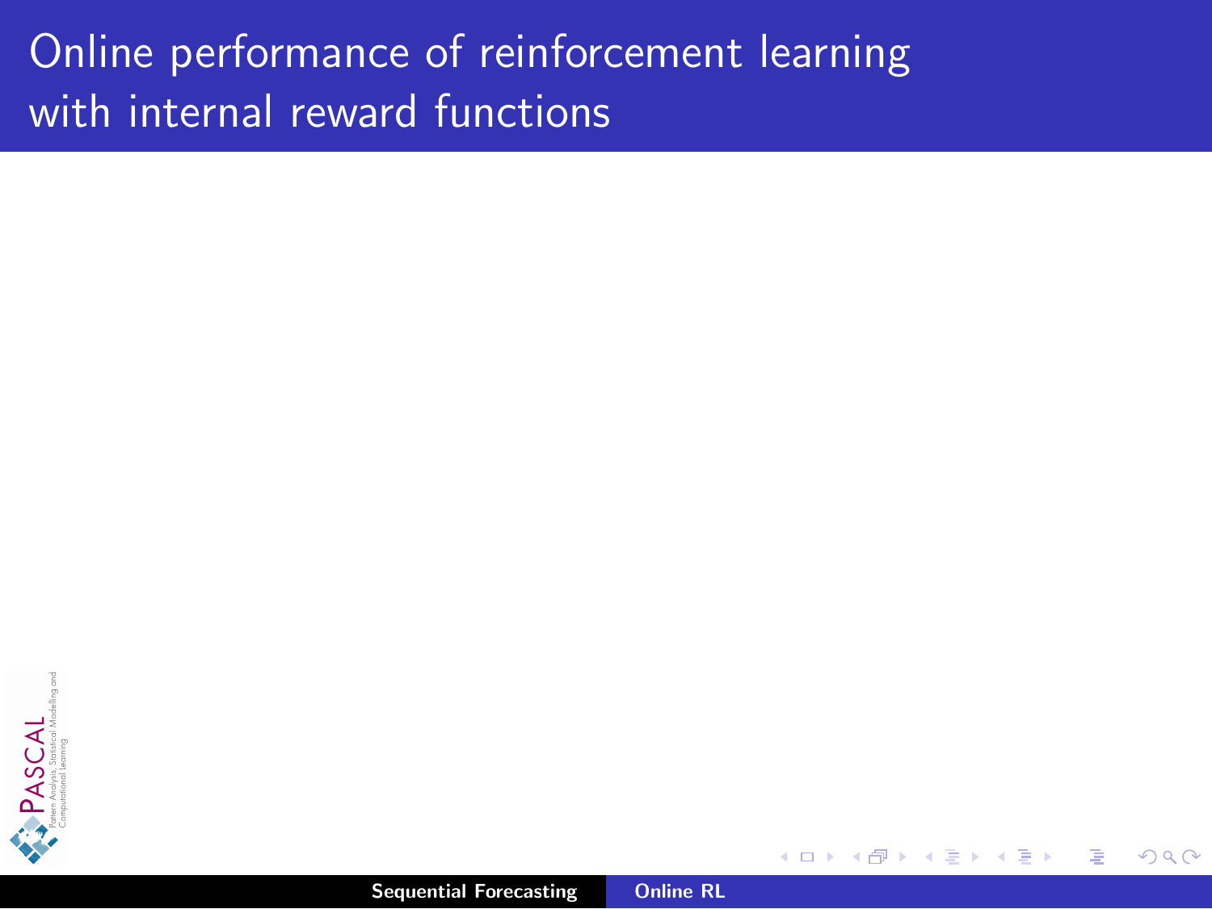# Online performance of reinforcement learning with internal reward functions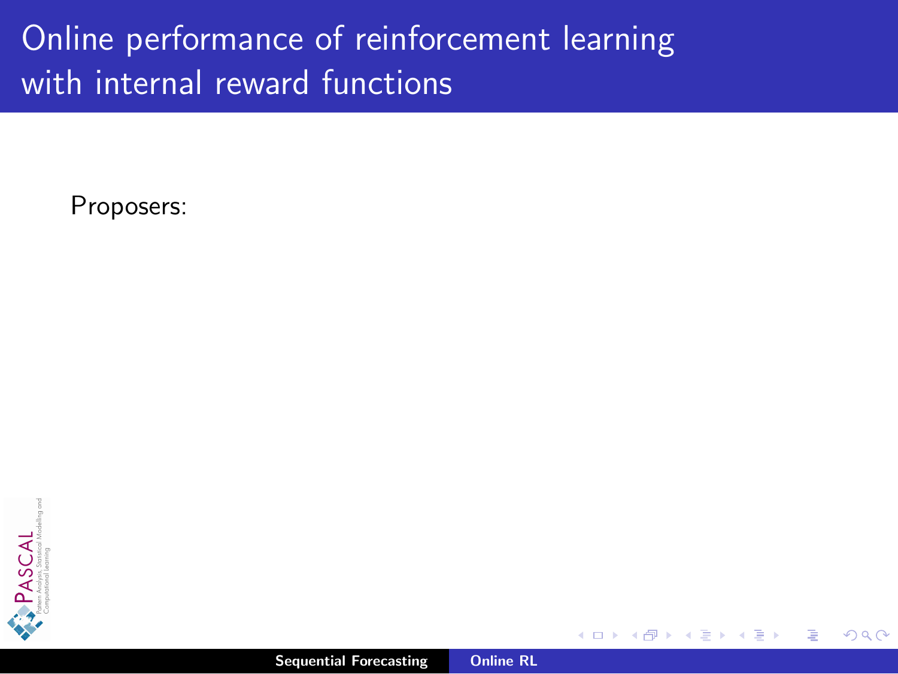# Online performance of reinforcement learning with internal reward functions

Proposers: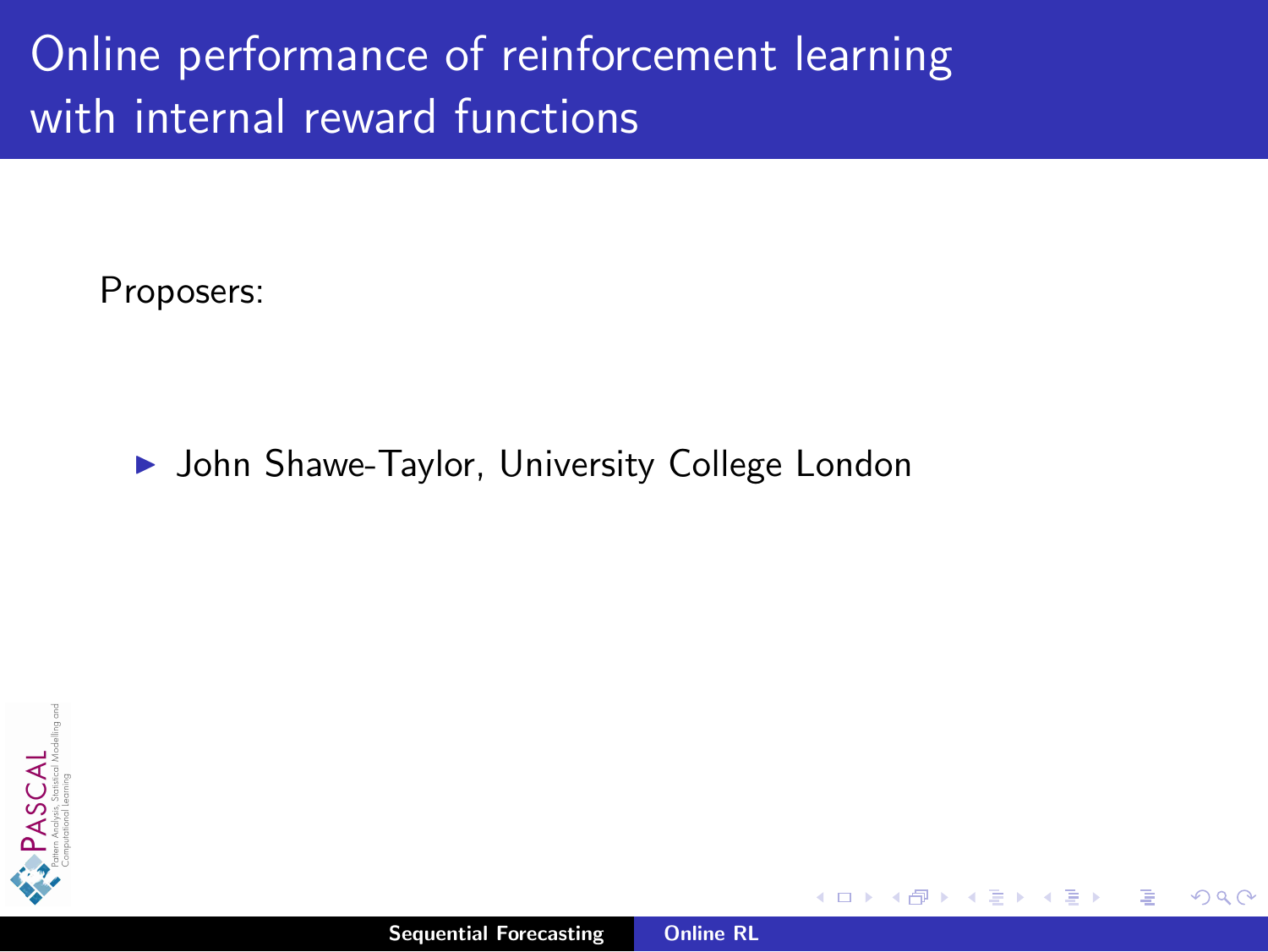# Online performance of reinforcement learning with internal reward functions

Proposers:

- John Shawe-Taylor, University College London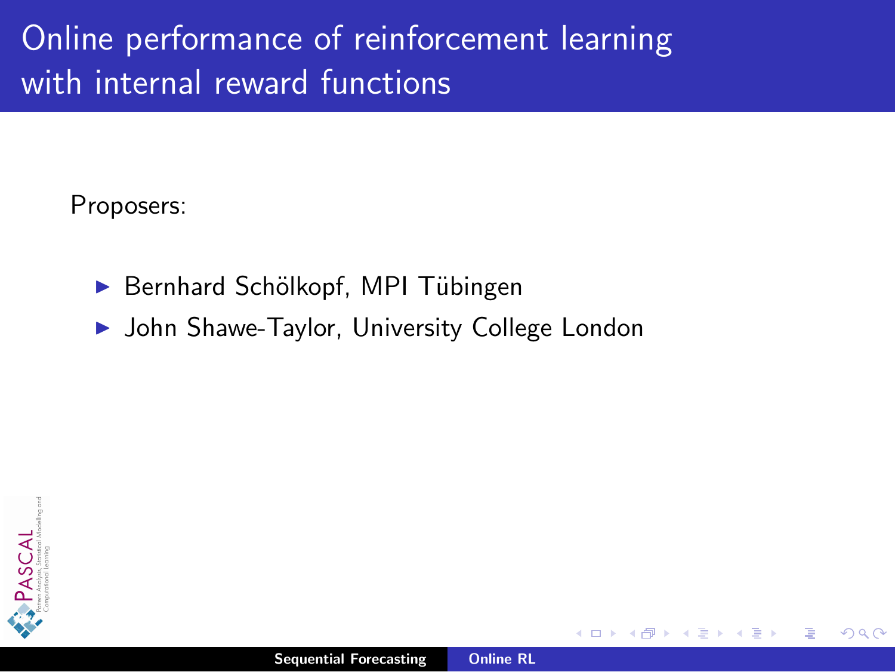# Online performance of reinforcement learning with internal reward functions

Proposers:

- Bernhard Schölkopf, MPI Tübingen
- John Shawe-Taylor, University College London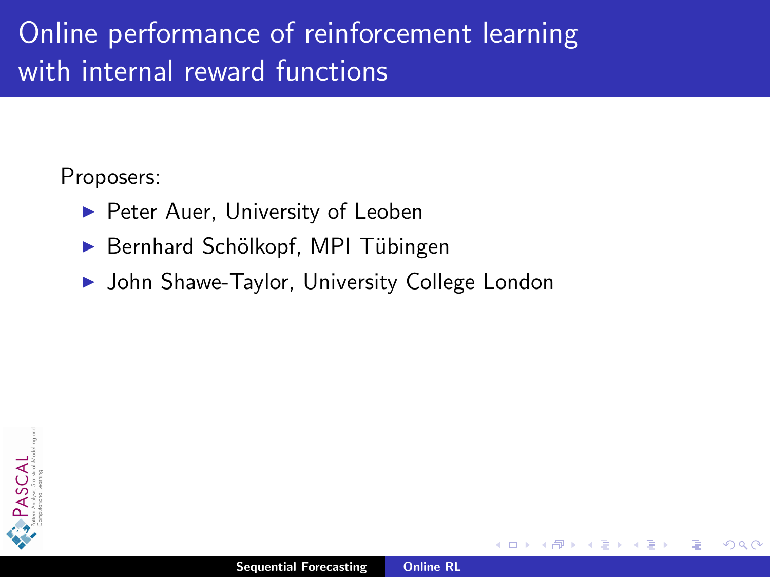# Online performance of reinforcement learning with internal reward functions

Proposers:

- Peter Auer, University of Leoben
- Bernhard Schölkopf, MPI Tübingen
- John Shawe-Taylor, University College London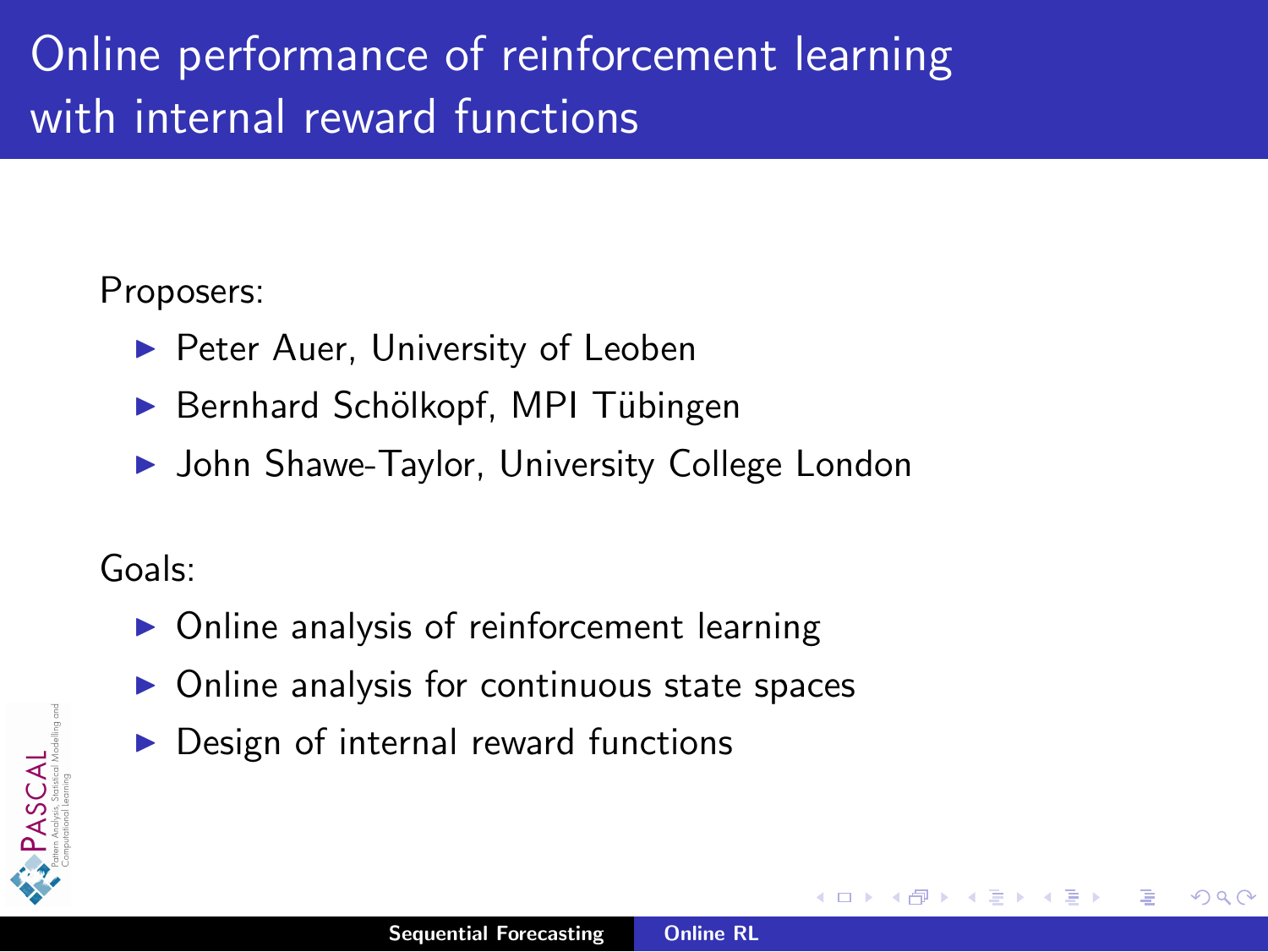# Online performance of reinforcement learning with internal reward functions

Proposers:

- Peter Auer, University of Leoben
- Bernhard Schölkopf, MPI Tübingen
- John Shawe-Taylor, University College London

Goals:

- Online analysis of reinforcement learning
- Online analysis for continuous state spaces
- Design of internal reward functions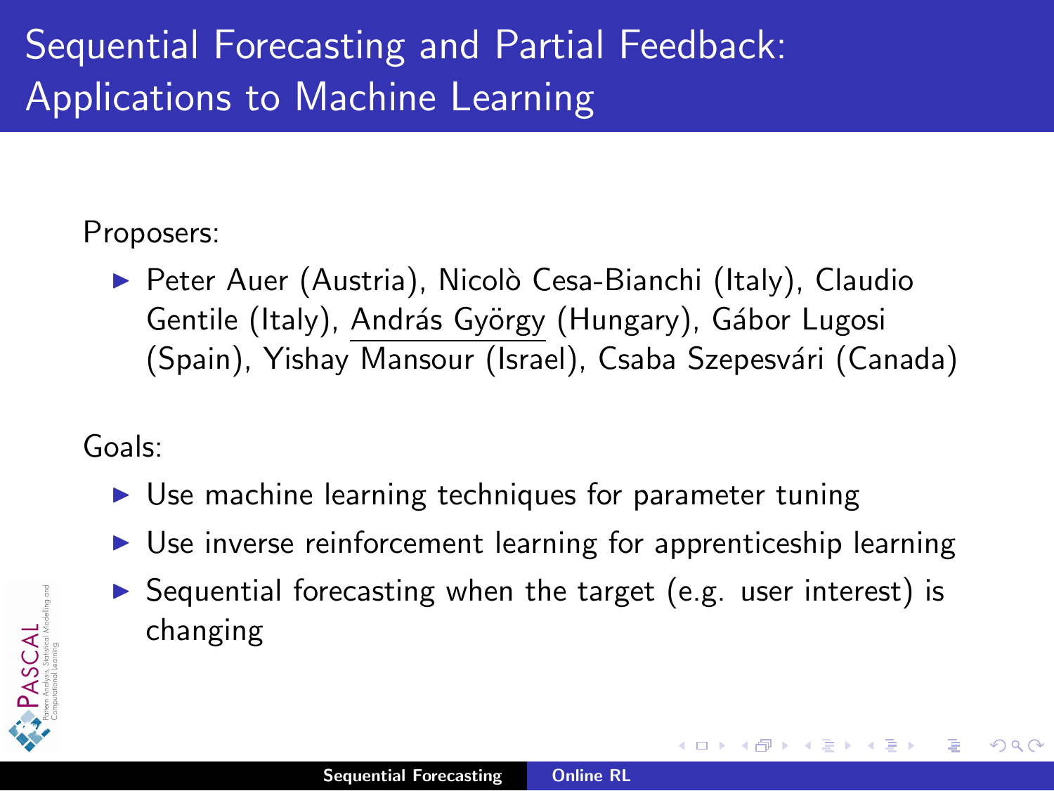# Sequential Forecasting and Partial Feedback: Applications to Machine Learning

Proposers:

- Peter Auer (Austria), Nicolò Cesa-Bianchi (Italy), Claudio Gentile (Italy), András György (Hungary), Gábor Lugosi (Spain), Yishay Mansour (Israel), Csaba Szepesvári (Canada)

Goals:

- Use machine learning techniques for parameter tuning
- Use inverse reinforcement learning for apprenticeship learning
- Sequential forecasting when the target (e.g. user interest) is changing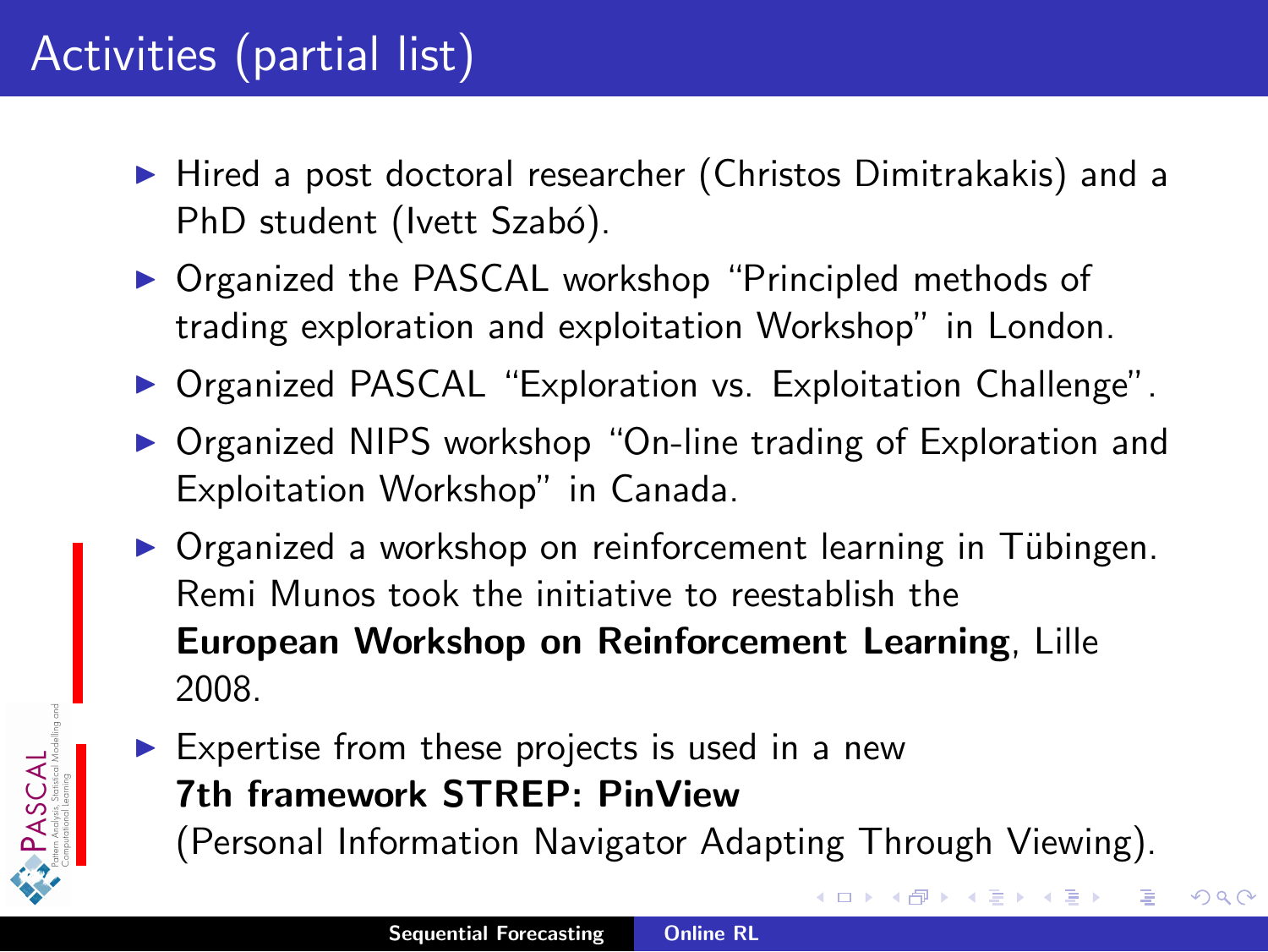# Activities (partial list)

- Hired a post doctoral researcher (Christos Dimitrakakis) and a PhD student (Ivett Szabó).
- Organized the PASCAL workshop "Principled methods of trading exploration and exploitation Workshop" in London.
- Organized PASCAL "Exploration vs. Exploitation Challenge".
- Organized NIPS workshop "On-line trading of Exploration and Exploitation Workshop" in Canada.
- Organized a workshop on reinforcement learning in Tübingen. Remi Munos took the initiative to reestablish the **European Workshop on Reinforcement Learning**, Lille 2008.
- Expertise from these projects is used in a new **7th framework STREP: PinView** (Personal Information Navigator Adapting Through Viewing).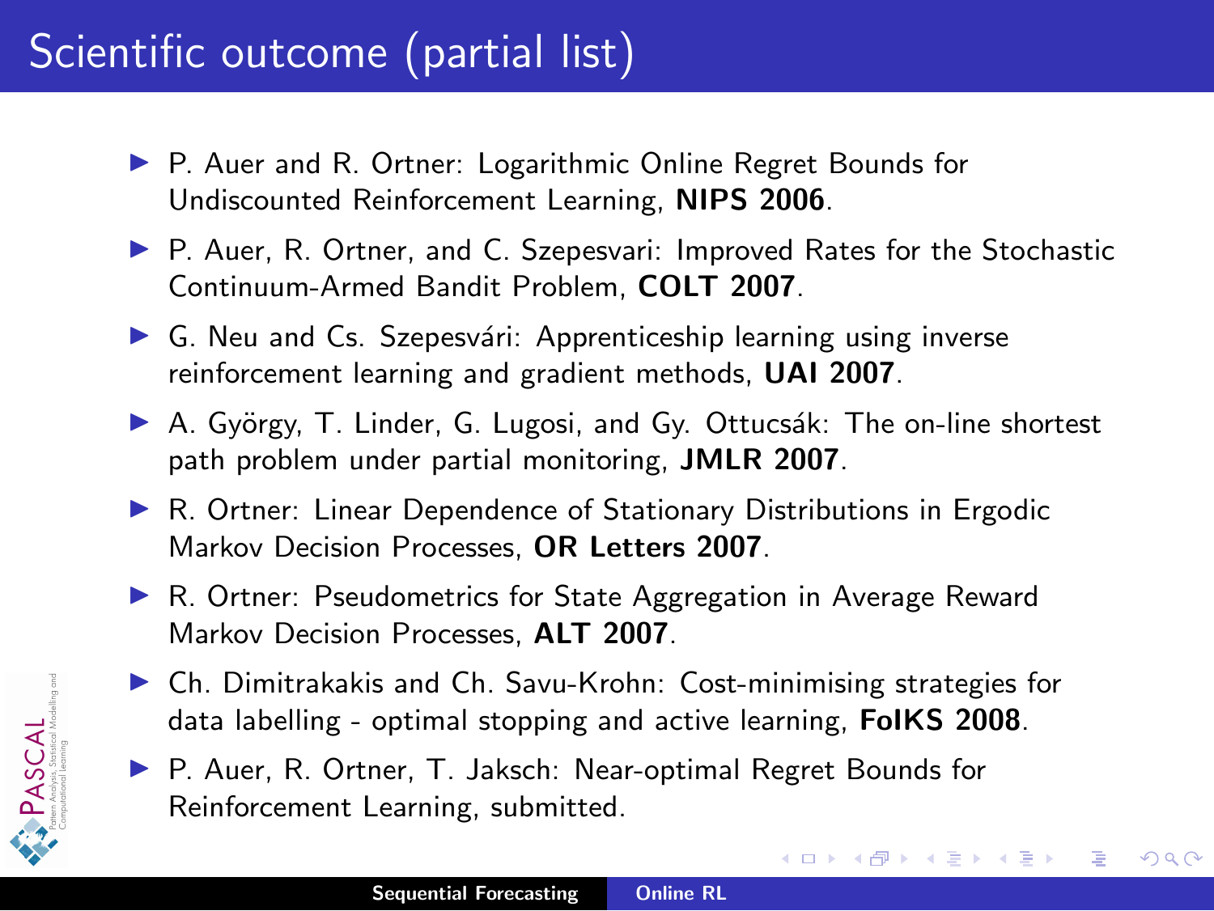# Scientific outcome (partial list)

- P. Auer and R. Ortner: Logarithmic Online Regret Bounds for Undiscounted Reinforcement Learning, **NIPS 2006**.
- P. Auer, R. Ortner, and C. Szepesvari: Improved Rates for the Stochastic Continuum-Armed Bandit Problem, **COLT 2007**.
- G. Neu and Cs. Szepesvári: Apprenticeship learning using inverse reinforcement learning and gradient methods, **UAI 2007**.
- A. György, T. Linder, G. Lugosi, and Gy. Ottucsák: The on-line shortest path problem under partial monitoring, **JMLR 2007**.
- R. Ortner: Linear Dependence of Stationary Distributions in Ergodic Markov Decision Processes, **OR Letters 2007**.
- R. Ortner: Pseudometrics for State Aggregation in Average Reward Markov Decision Processes, **ALT 2007**.
- Ch. Dimitrakakis and Ch. Savu-Krohn: Cost-minimising strategies for data labelling - optimal stopping and active learning, **FoIKS 2008**.
- P. Auer, R. Ortner, T. Jaksch: Near-optimal Regret Bounds for Reinforcement Learning, submitted.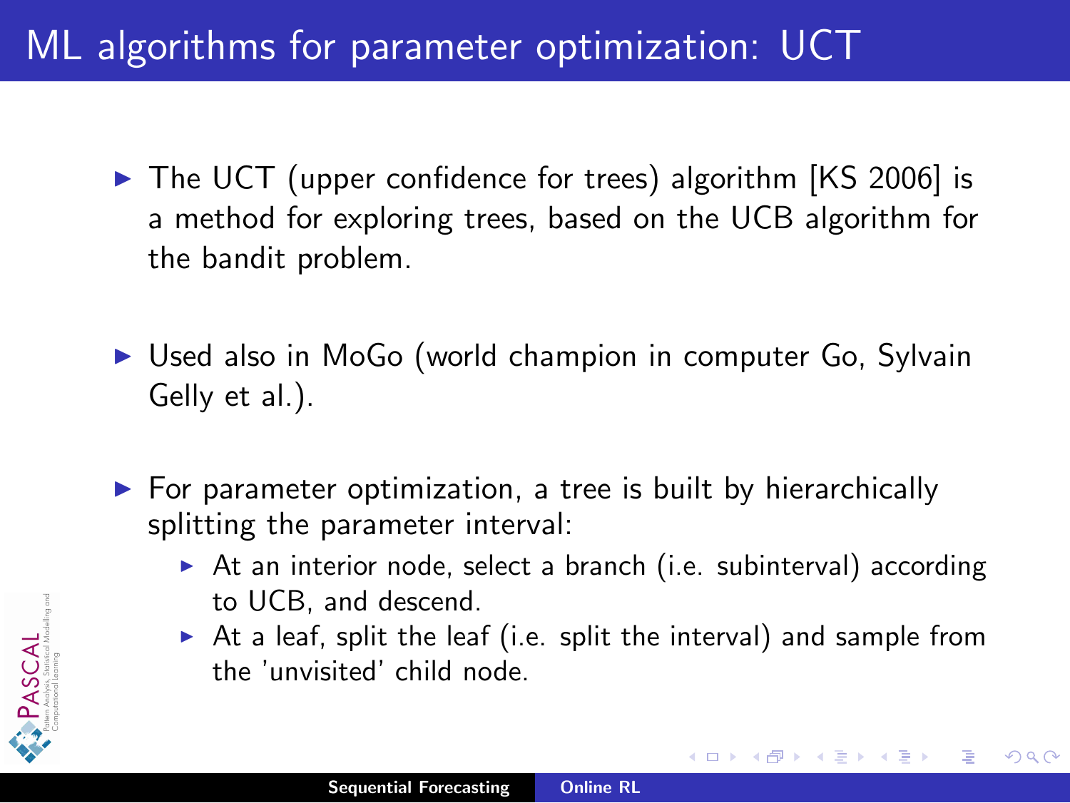# ML algorithms for parameter optimization: UCT

- The UCT (upper confidence for trees) algorithm [KS 2006] is a method for exploring trees, based on the UCB algorithm for the bandit problem.
- Used also in MoGo (world champion in computer Go, Sylvain Gelly et al.).
- For parameter optimization, a tree is built by hierarchically splitting the parameter interval:
  - At an interior node, select a branch (i.e. subinterval) according to UCB, and descend.
  - At a leaf, split the leaf (i.e. split the interval) and sample from the 'unvisited' child node.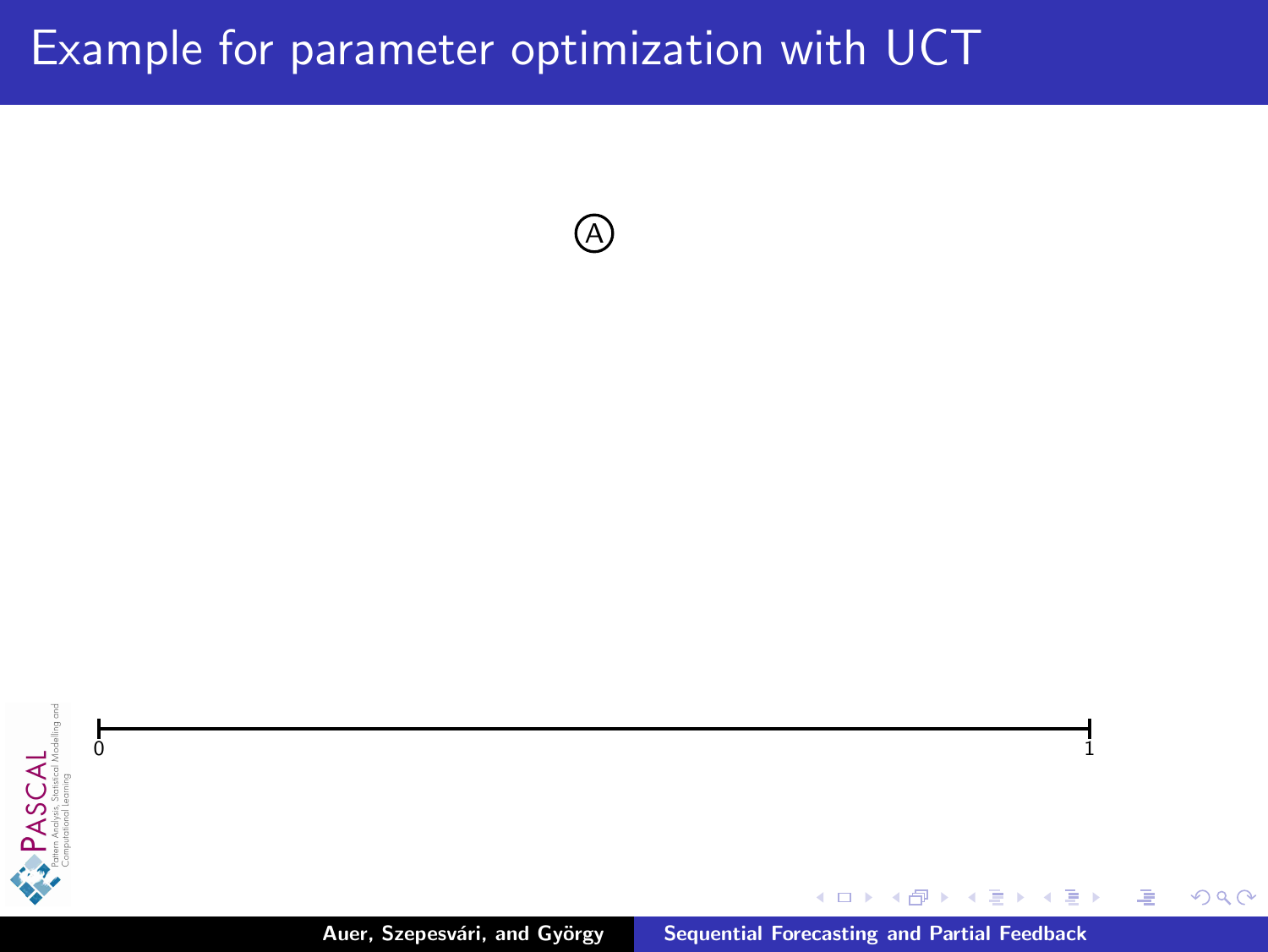# Example for parameter optimization with UCT

A

0 1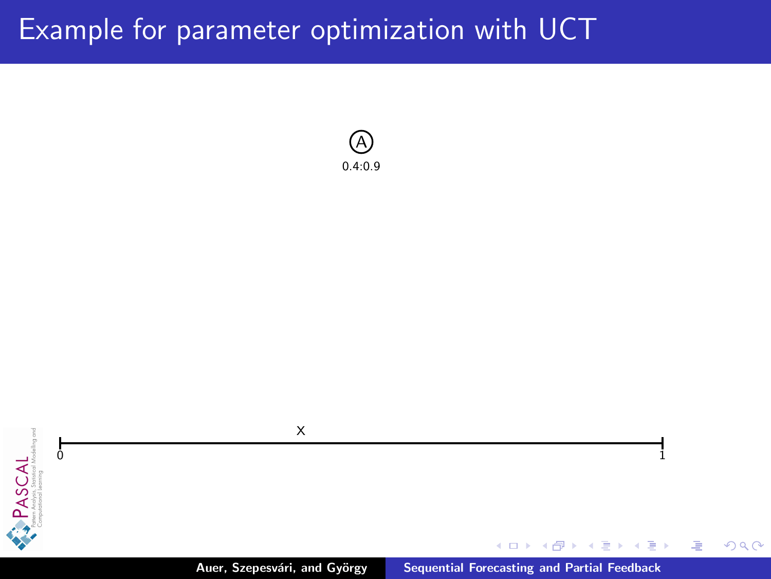# Example for parameter optimization with UCT

A

0.4:0.9

X

0 1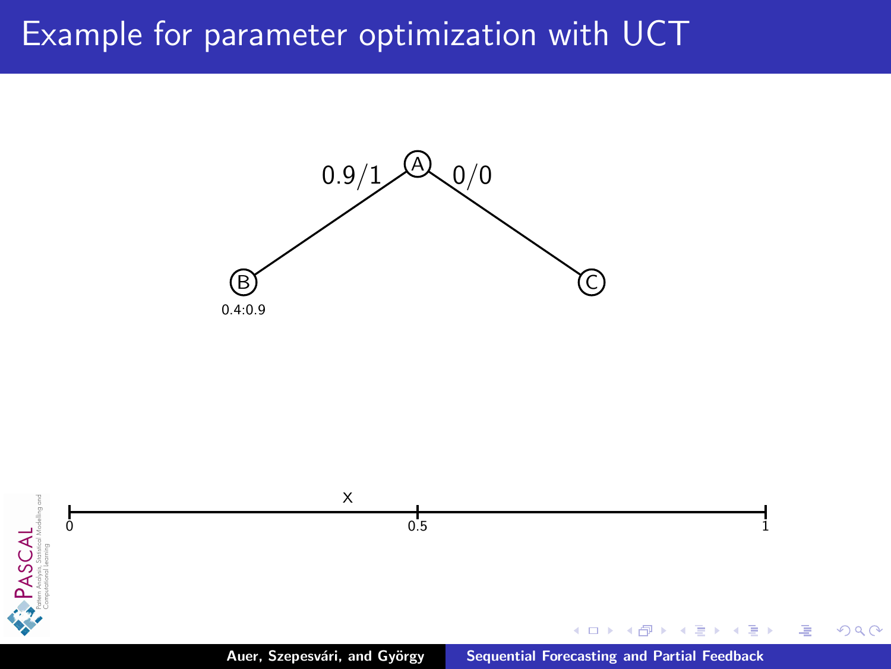# Example for parameter optimization with UCT

A

0.9/1

0/0

B

0.4:0.9

C

x

0

0.5

1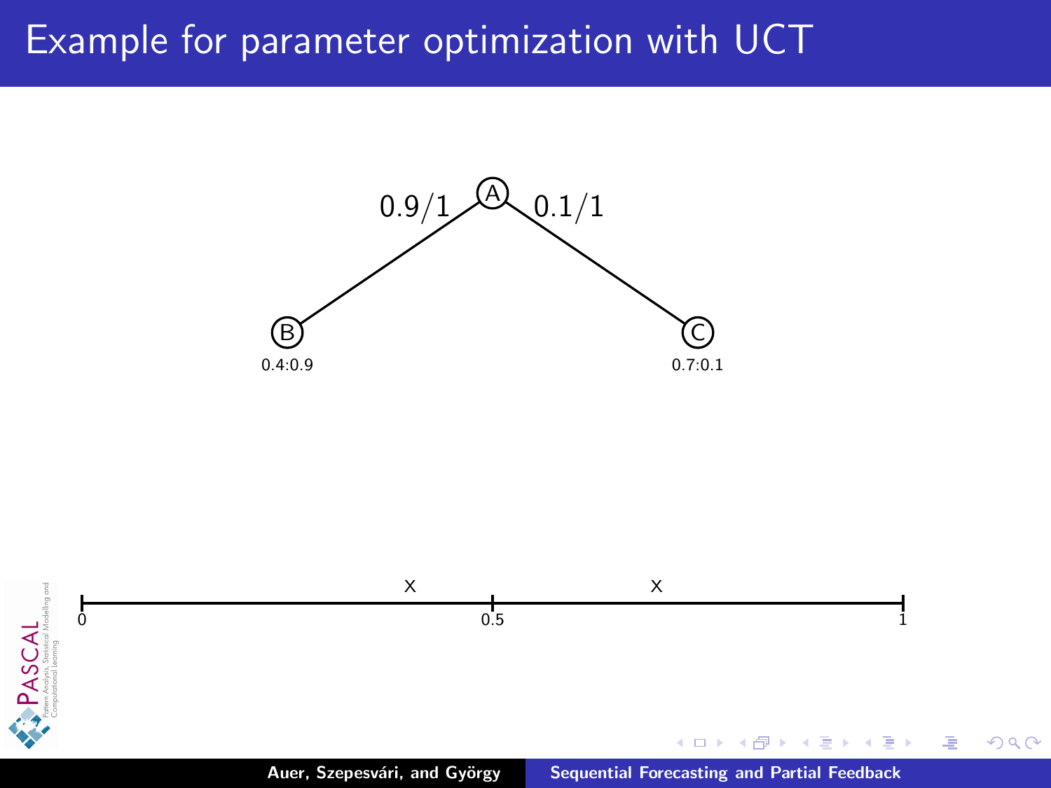# Example for parameter optimization with UCT

A

0.9/1 &nbsp;&nbsp;&nbsp;&nbsp; 0.1/1

B &nbsp;&nbsp;&nbsp;&nbsp; C

0.4:0.9 &nbsp;&nbsp;&nbsp;&nbsp; 0.7:0.1

x &nbsp;&nbsp;&nbsp;&nbsp; x

0 &nbsp;&nbsp;&nbsp;&nbsp; 0.5 &nbsp;&nbsp;&nbsp;&nbsp; 1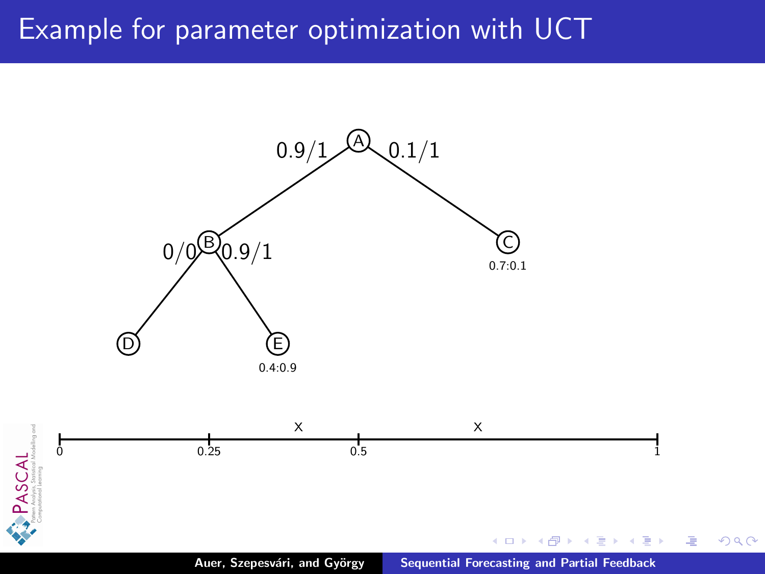# Example for parameter optimization with UCT

A

0.9/1 &nbsp;&nbsp;&nbsp; 0.1/1

B &nbsp;&nbsp;&nbsp; C

0/0 &nbsp;&nbsp;&nbsp; 0.9/1 &nbsp;&nbsp;&nbsp; 0.7:0.1

D &nbsp;&nbsp;&nbsp; E

0.4:0.9

x &nbsp;&nbsp;&nbsp; x

0 &nbsp;&nbsp;&nbsp; 0.25 &nbsp;&nbsp;&nbsp; 0.5 &nbsp;&nbsp;&nbsp; 1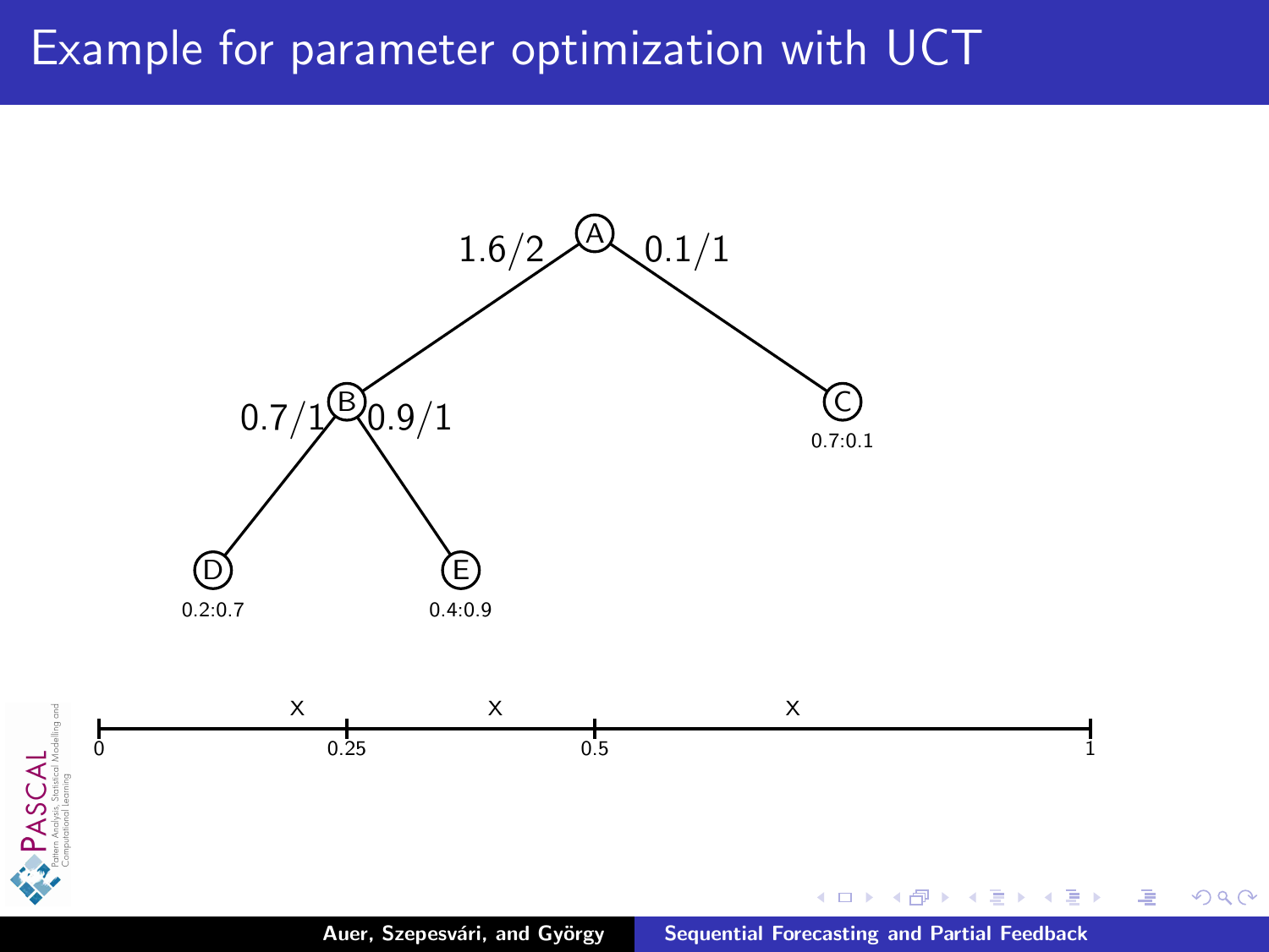# Example for parameter optimization with UCT

A

1.6/2 &nbsp;&nbsp;&nbsp; 0.1/1

B &nbsp;&nbsp;&nbsp; C

0.7/1 &nbsp;&nbsp;&nbsp; 0.9/1 &nbsp;&nbsp;&nbsp; 0.7:0.1

D &nbsp;&nbsp;&nbsp; E

0.2:0.7 &nbsp;&nbsp;&nbsp; 0.4:0.9

x &nbsp;&nbsp;&nbsp; x &nbsp;&nbsp;&nbsp; x

0 &nbsp;&nbsp;&nbsp; 0.25 &nbsp;&nbsp;&nbsp; 0.5 &nbsp;&nbsp;&nbsp; 1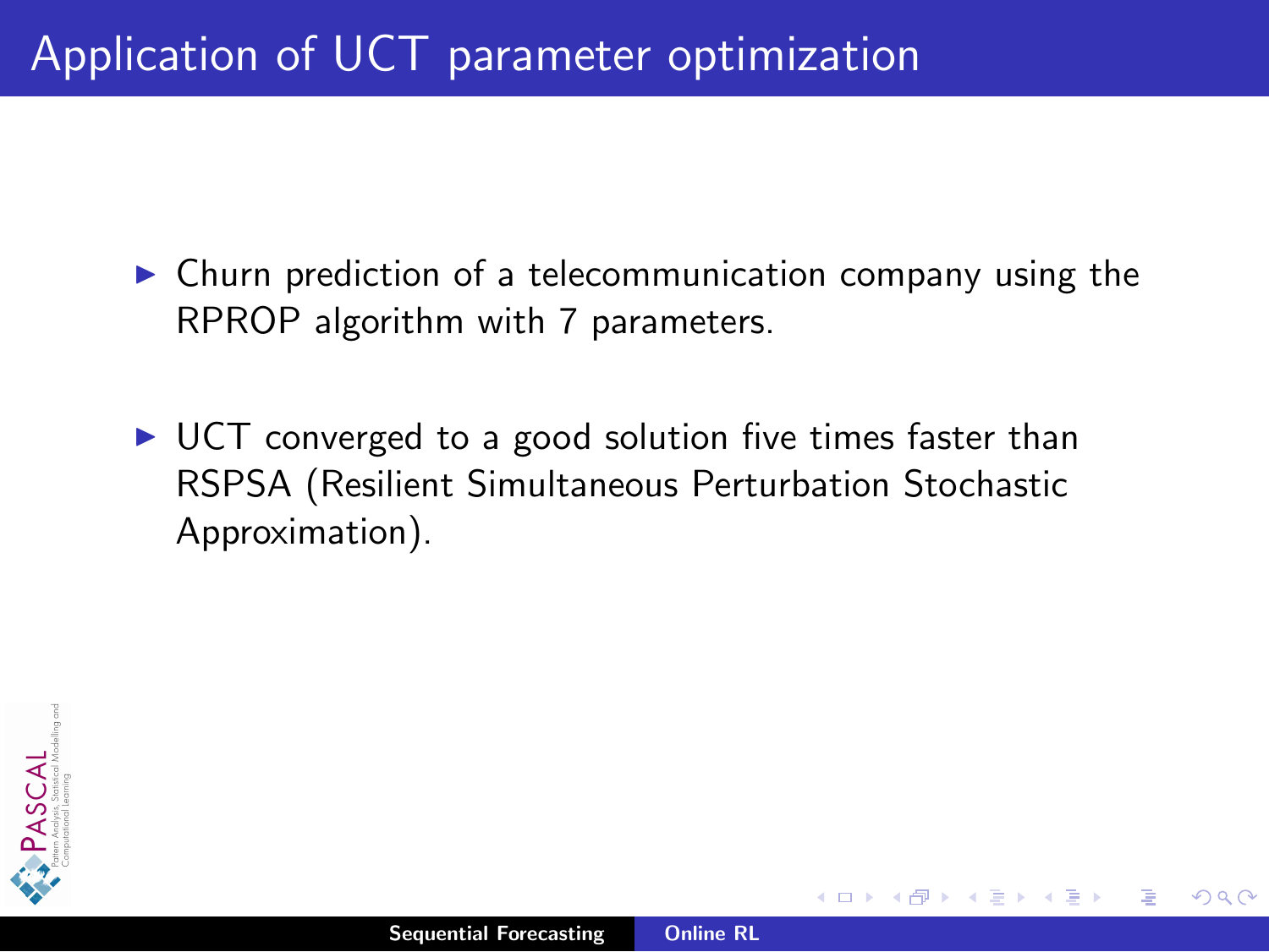# Application of UCT parameter optimization

- Churn prediction of a telecommunication company using the RPROP algorithm with 7 parameters.
- UCT converged to a good solution five times faster than RSPSA (Resilient Simultaneous Perturbation Stochastic Approximation).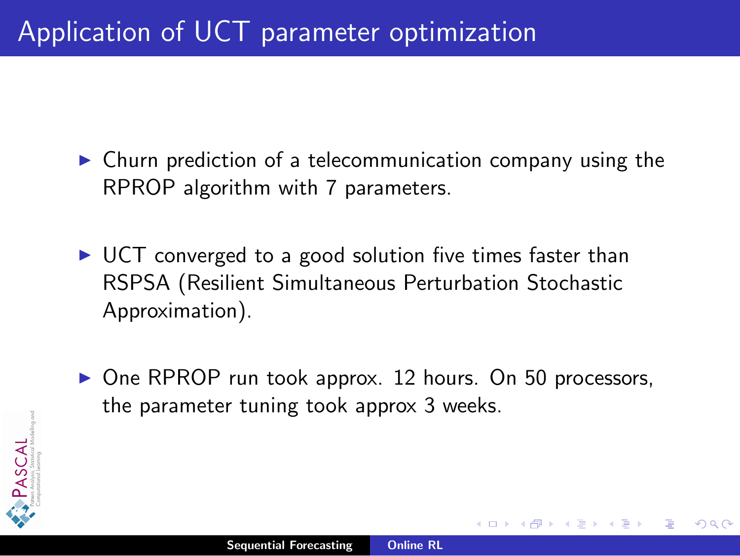# Application of UCT parameter optimization

- Churn prediction of a telecommunication company using the RPROP algorithm with 7 parameters.
- UCT converged to a good solution five times faster than RSPSA (Resilient Simultaneous Perturbation Stochastic Approximation).
- One RPROP run took approx. 12 hours. On 50 processors, the parameter tuning took approx 3 weeks.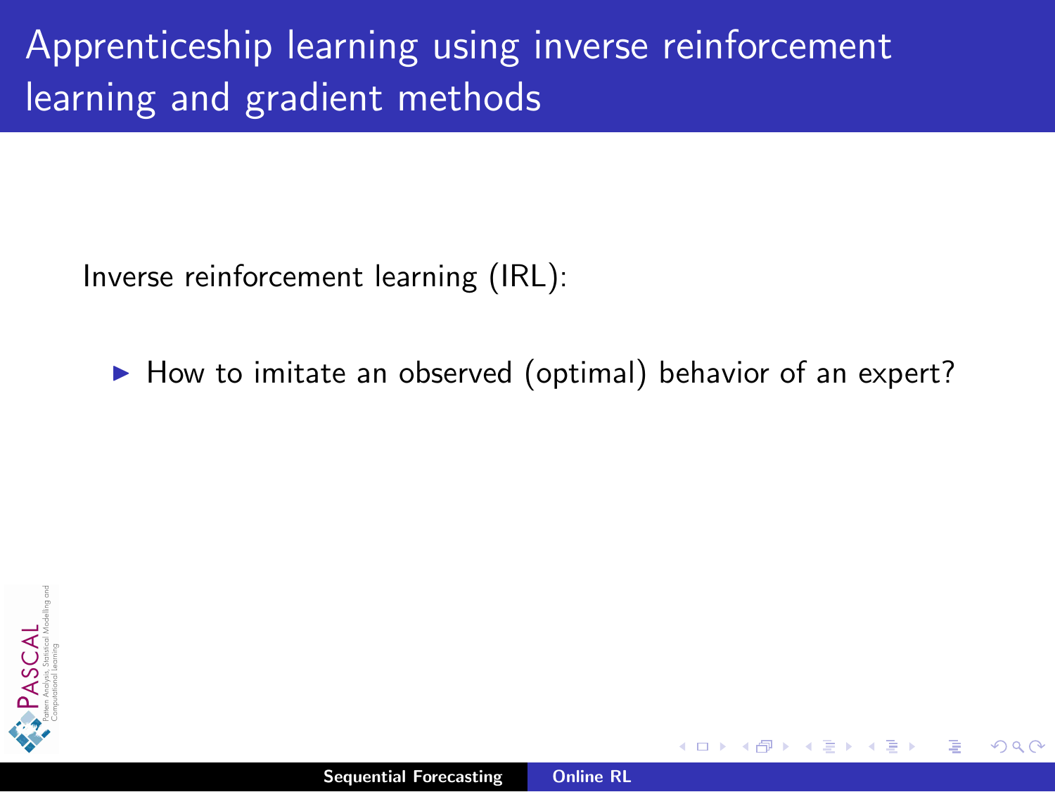# Apprenticeship learning using inverse reinforcement learning and gradient methods

Inverse reinforcement learning (IRL):

- How to imitate an observed (optimal) behavior of an expert?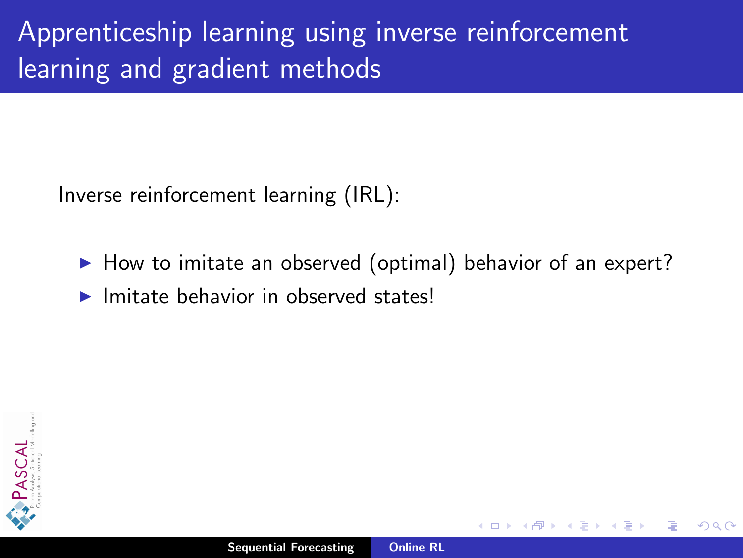# Apprenticeship learning using inverse reinforcement learning and gradient methods

Inverse reinforcement learning (IRL):

- How to imitate an observed (optimal) behavior of an expert?
- Imitate behavior in observed states!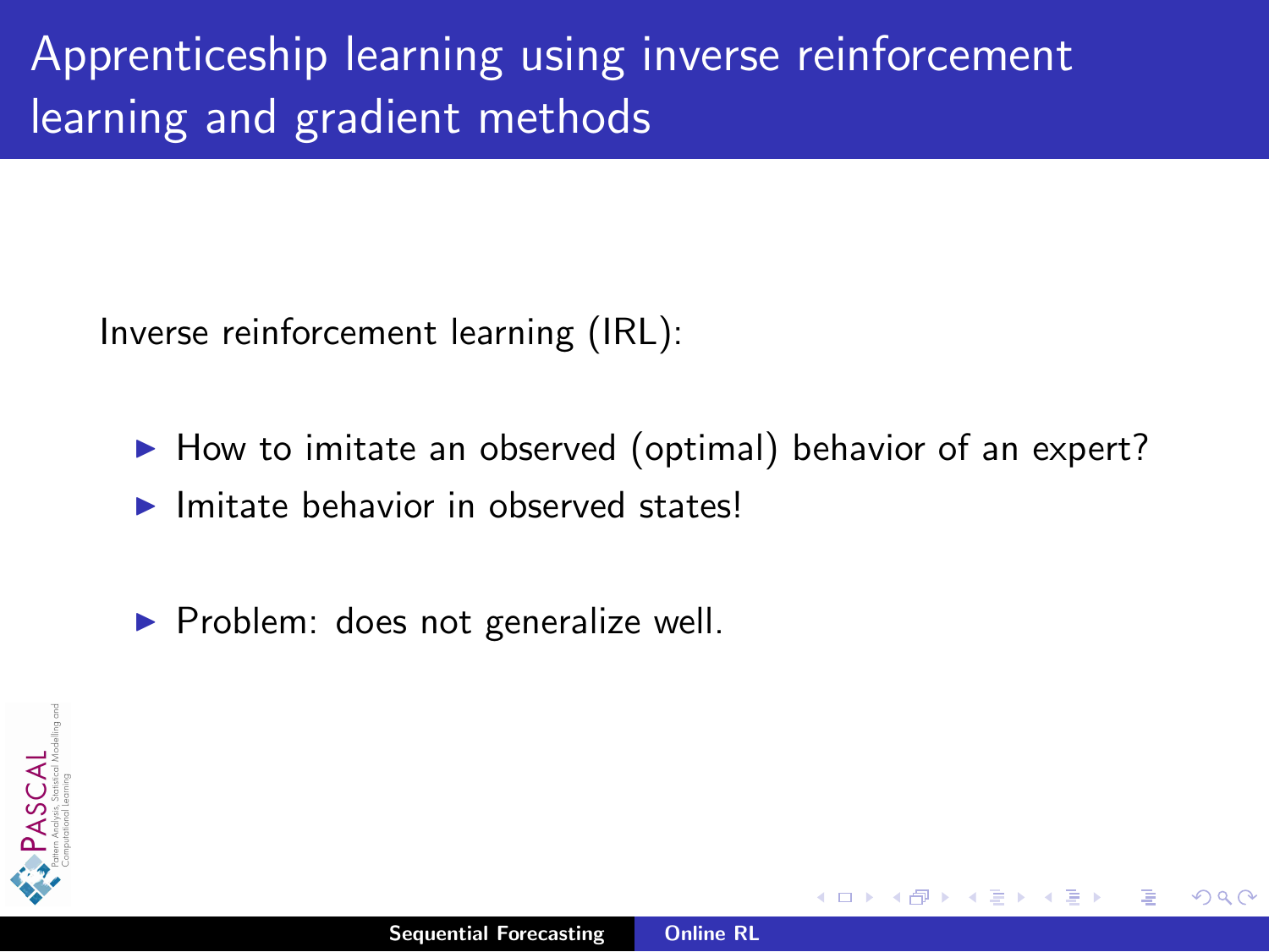# Apprenticeship learning using inverse reinforcement learning and gradient methods

Inverse reinforcement learning (IRL):

- How to imitate an observed (optimal) behavior of an expert?
- Imitate behavior in observed states!

- Problem: does not generalize well.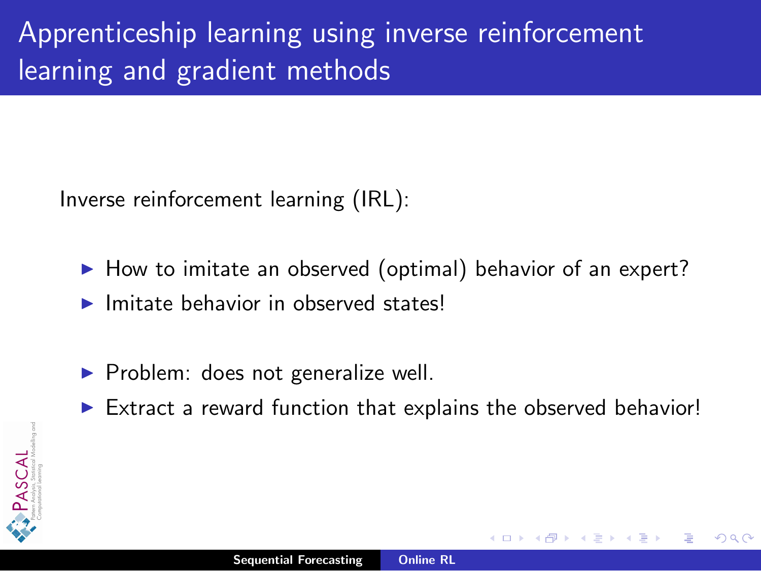# Apprenticeship learning using inverse reinforcement learning and gradient methods

Inverse reinforcement learning (IRL):

- How to imitate an observed (optimal) behavior of an expert?
- Imitate behavior in observed states!

- Problem: does not generalize well.
- Extract a reward function that explains the observed behavior!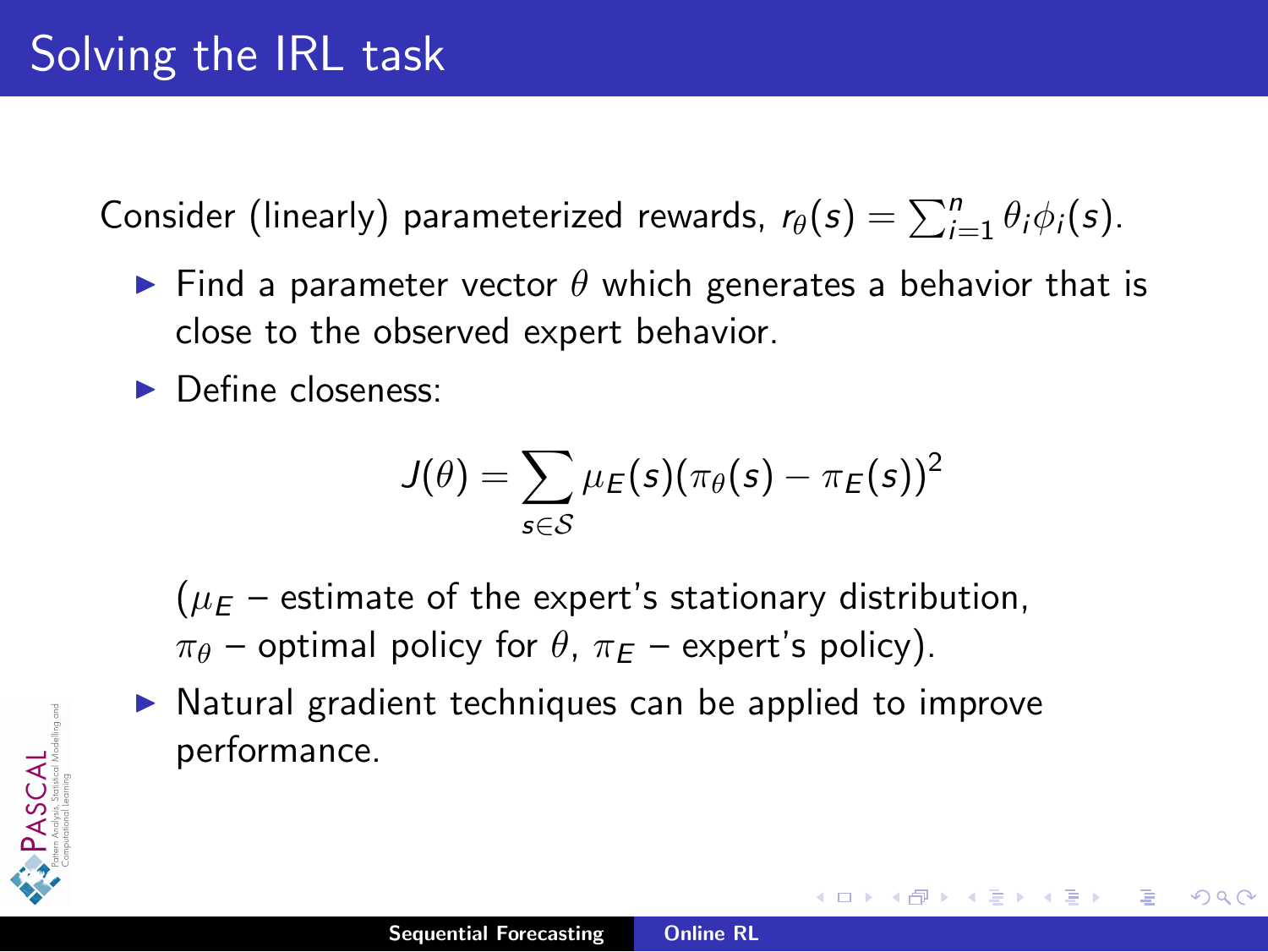# Solving the IRL task

Consider (linearly) parameterized rewards, $r_\theta(s) = \sum_{i=1}^{n} \theta_i \phi_i(s)$.

- Find a parameter vector $\theta$ which generates a behavior that is close to the observed expert behavior.
- Define closeness:

$$J(\theta) = \sum_{s \in \mathcal{S}} \mu_E(s)(\pi_\theta(s) - \pi_E(s))^2$$

  ($\mu_E$ – estimate of the expert's stationary distribution, $\pi_\theta$ – optimal policy for $\theta$, $\pi_E$ – expert's policy).

- Natural gradient techniques can be applied to improve performance.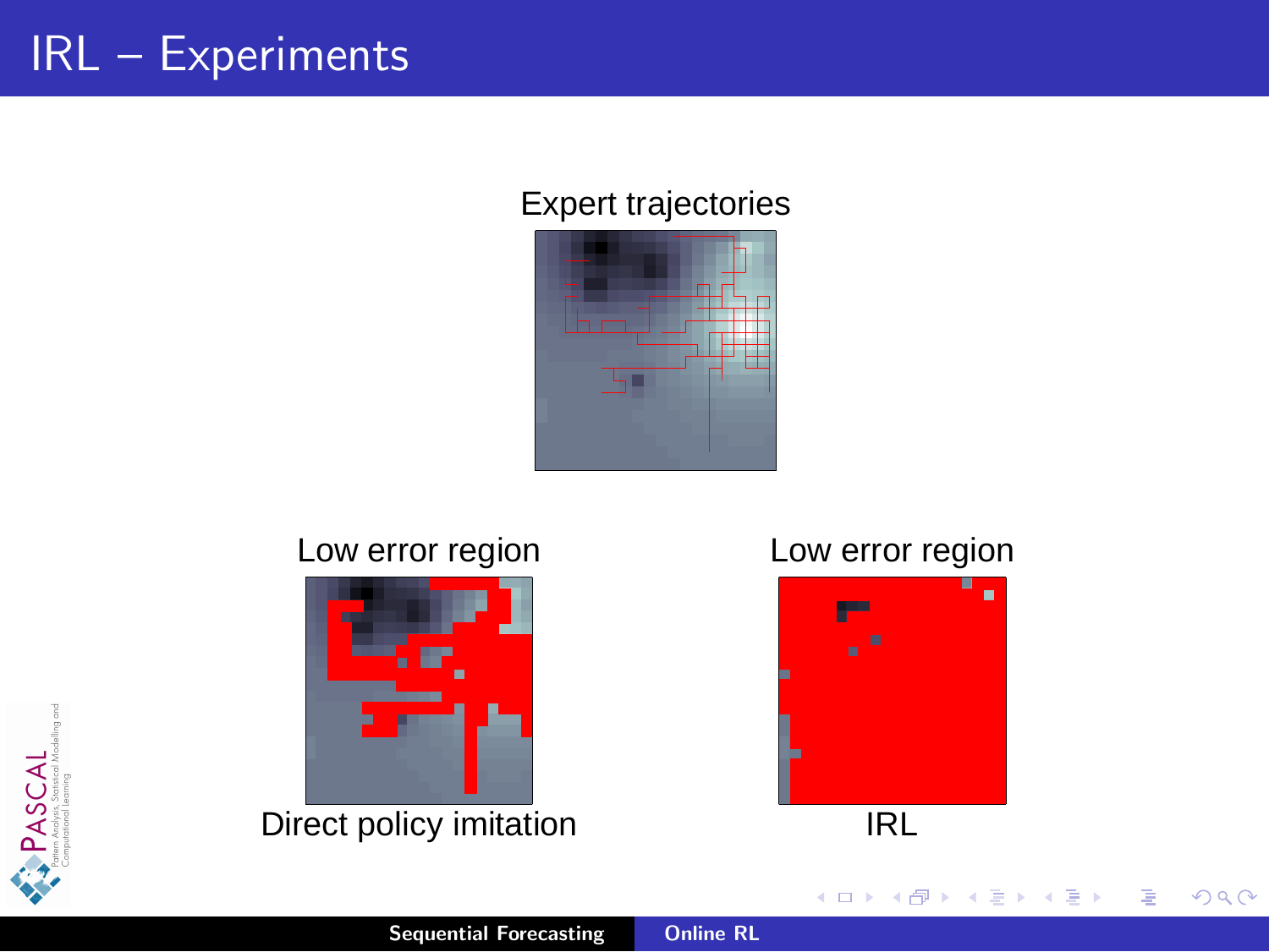# IRL – Experiments

Expert trajectories

Low error region

Direct policy imitation

Low error region

IRL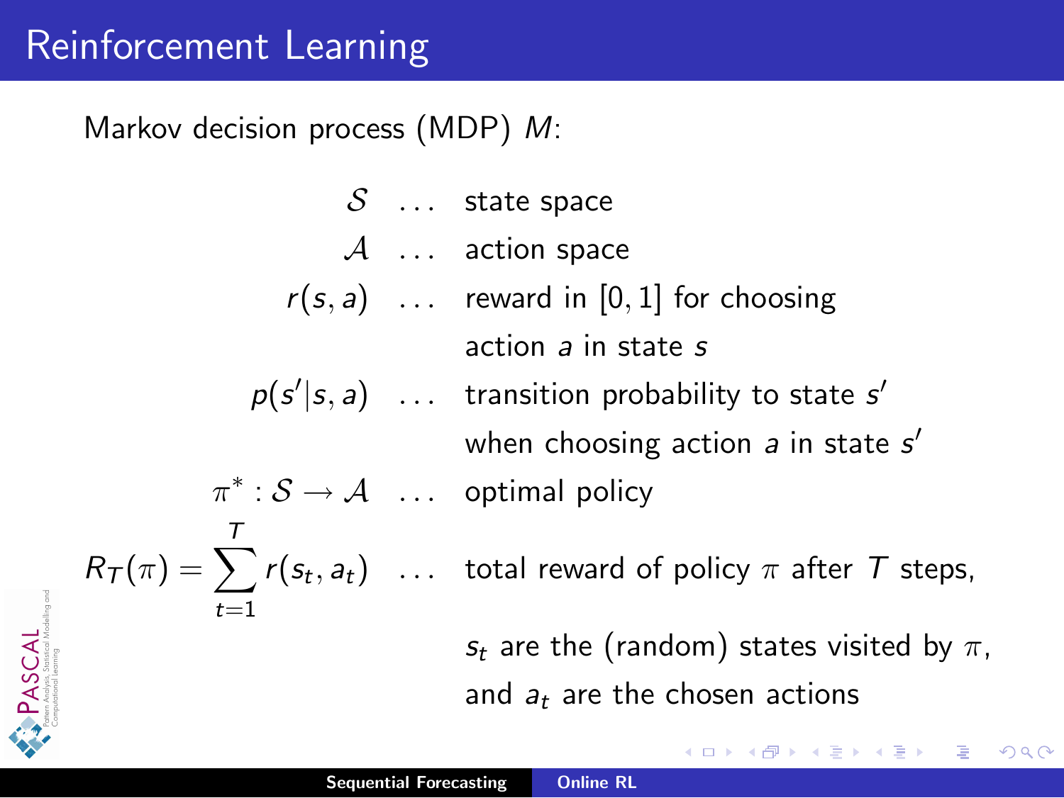# Reinforcement Learning

Markov decision process (MDP) $M$:

| | | |
|---|---|---|
| $\mathcal{S}$ | ... | state space |
| $\mathcal{A}$ | ... | action space |
| $r(s, a)$ | ... | reward in $[0, 1]$ for choosing action $a$ in state $s$ |
| $p(s' \vert s, a)$ | ... | transition probability to state $s'$ when choosing action $a$ in state $s'$ |
| $\pi^* : \mathcal{S} \to \mathcal{A}$ | ... | optimal policy |
| $R_T(\pi) = \sum_{t=1}^{T} r(s_t, a_t)$ | ... | total reward of policy $\pi$ after $T$ steps, $s_t$ are the (random) states visited by $\pi$, and $a_t$ are the chosen actions |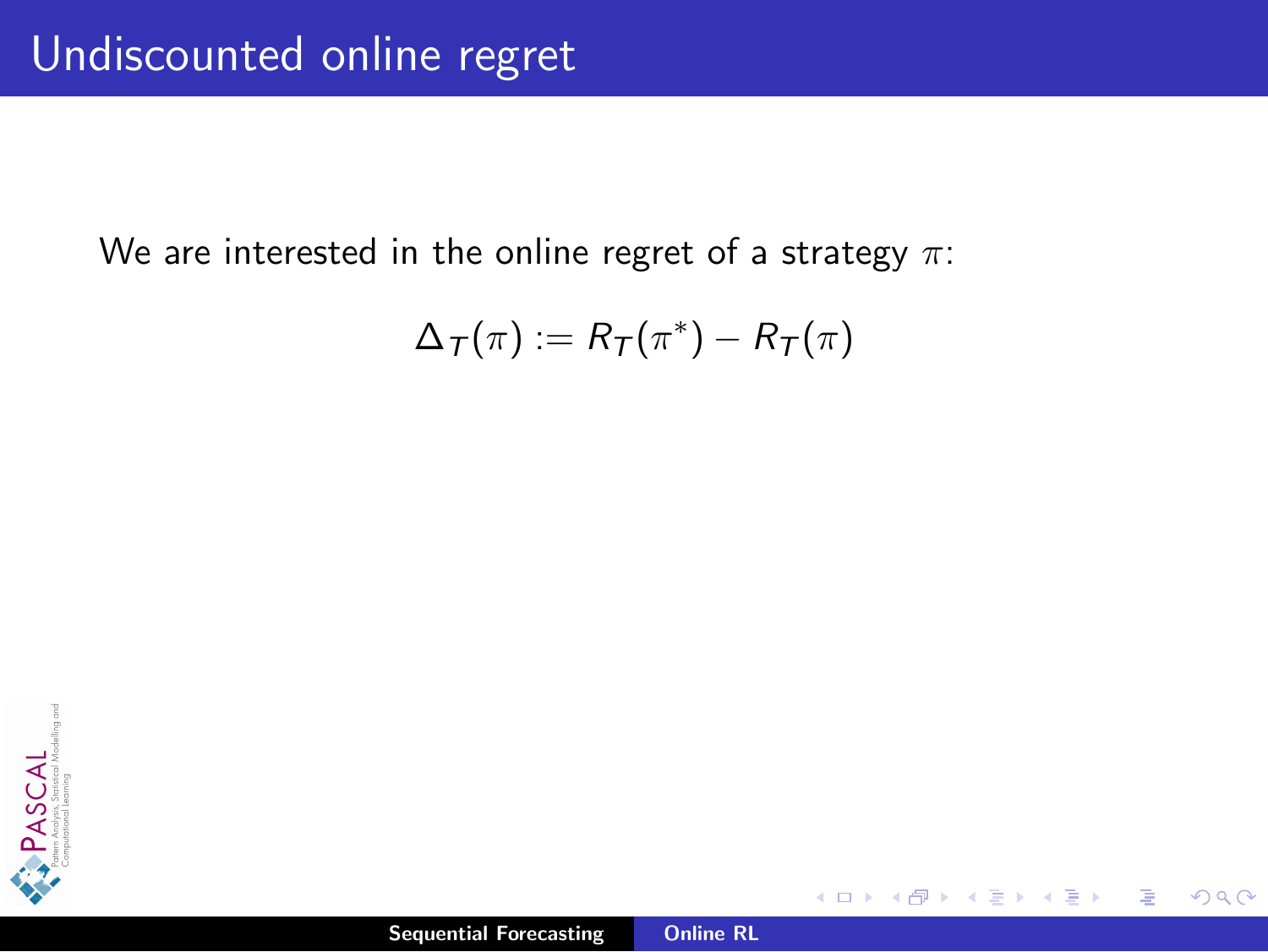# Undiscounted online regret

We are interested in the online regret of a strategy $\pi$:

$$\Delta_T(\pi) := R_T(\pi^*) - R_T(\pi)$$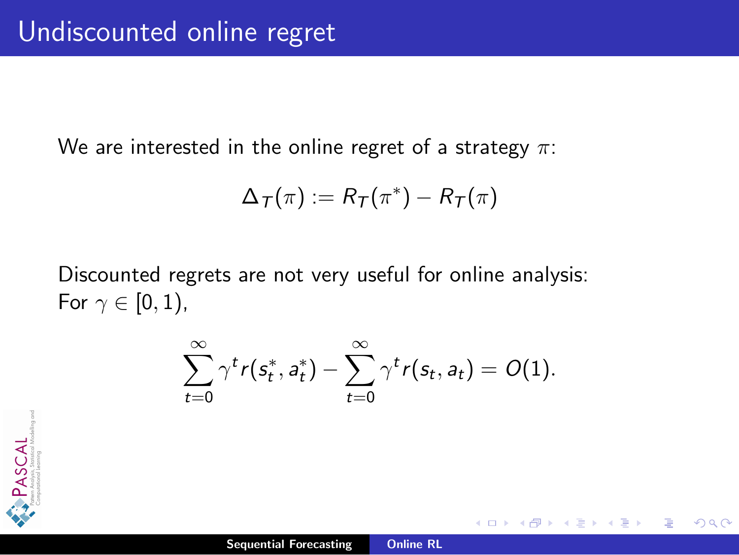# Undiscounted online regret

We are interested in the online regret of a strategy $\pi$:

$$\Delta_T(\pi) := R_T(\pi^*) - R_T(\pi)$$

Discounted regrets are not very useful for online analysis:
For $\gamma \in [0, 1)$,

$$\sum_{t=0}^{\infty} \gamma^t r(s_t^*, a_t^*) - \sum_{t=0}^{\infty} \gamma^t r(s_t, a_t) = O(1).$$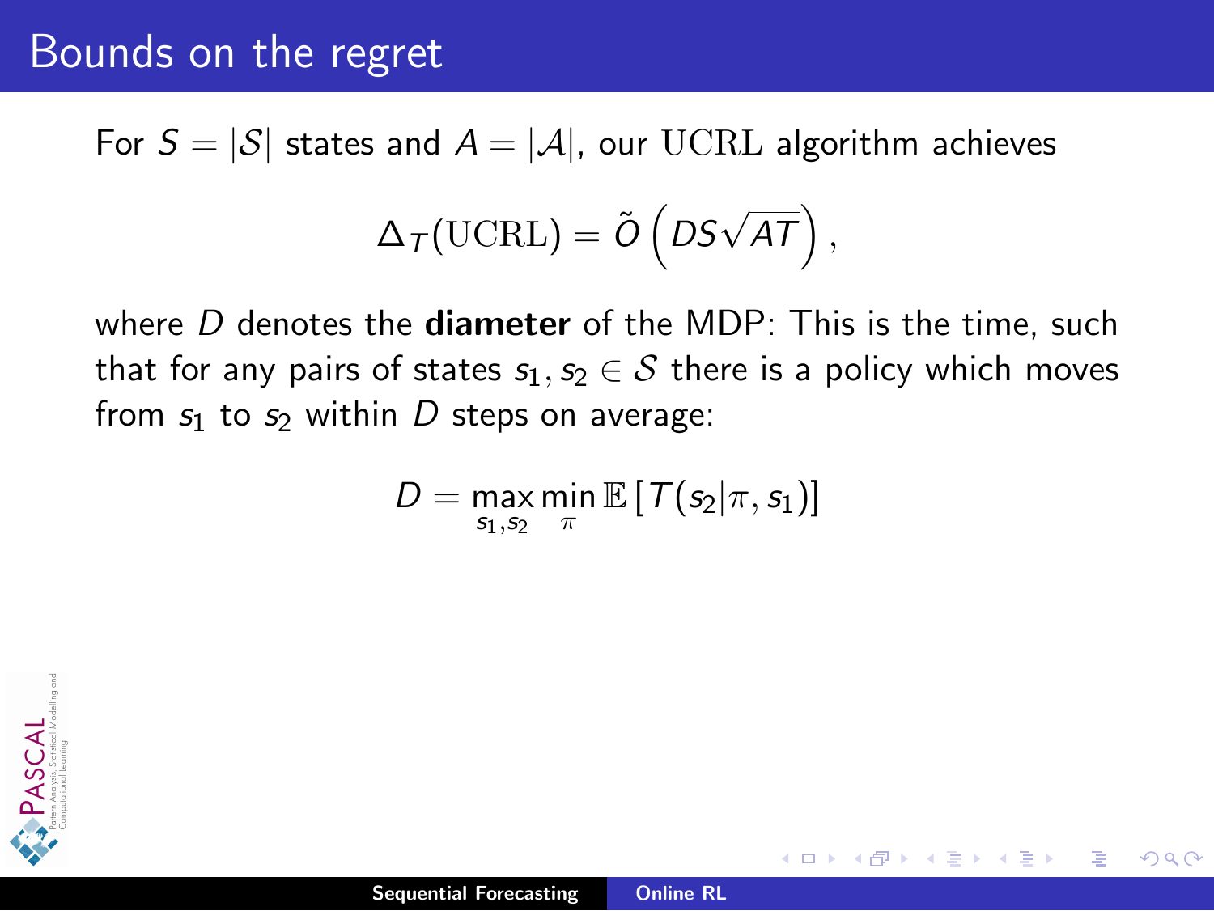# Bounds on the regret

For $S = |\mathcal{S}|$ states and $A = |\mathcal{A}|$, our $\mathrm{UCRL}$ algorithm achieves

$$\Delta_T(\mathrm{UCRL}) = \tilde{O}\left(DS\sqrt{AT}\right),$$

where $D$ denotes the **diameter** of the MDP: This is the time, such that for any pairs of states $s_1, s_2 \in \mathcal{S}$ there is a policy which moves from $s_1$ to $s_2$ within $D$ steps on average:

$$D = \max_{s_1, s_2} \min_{\pi} \mathbb{E}\left[T(s_2|\pi, s_1)\right]$$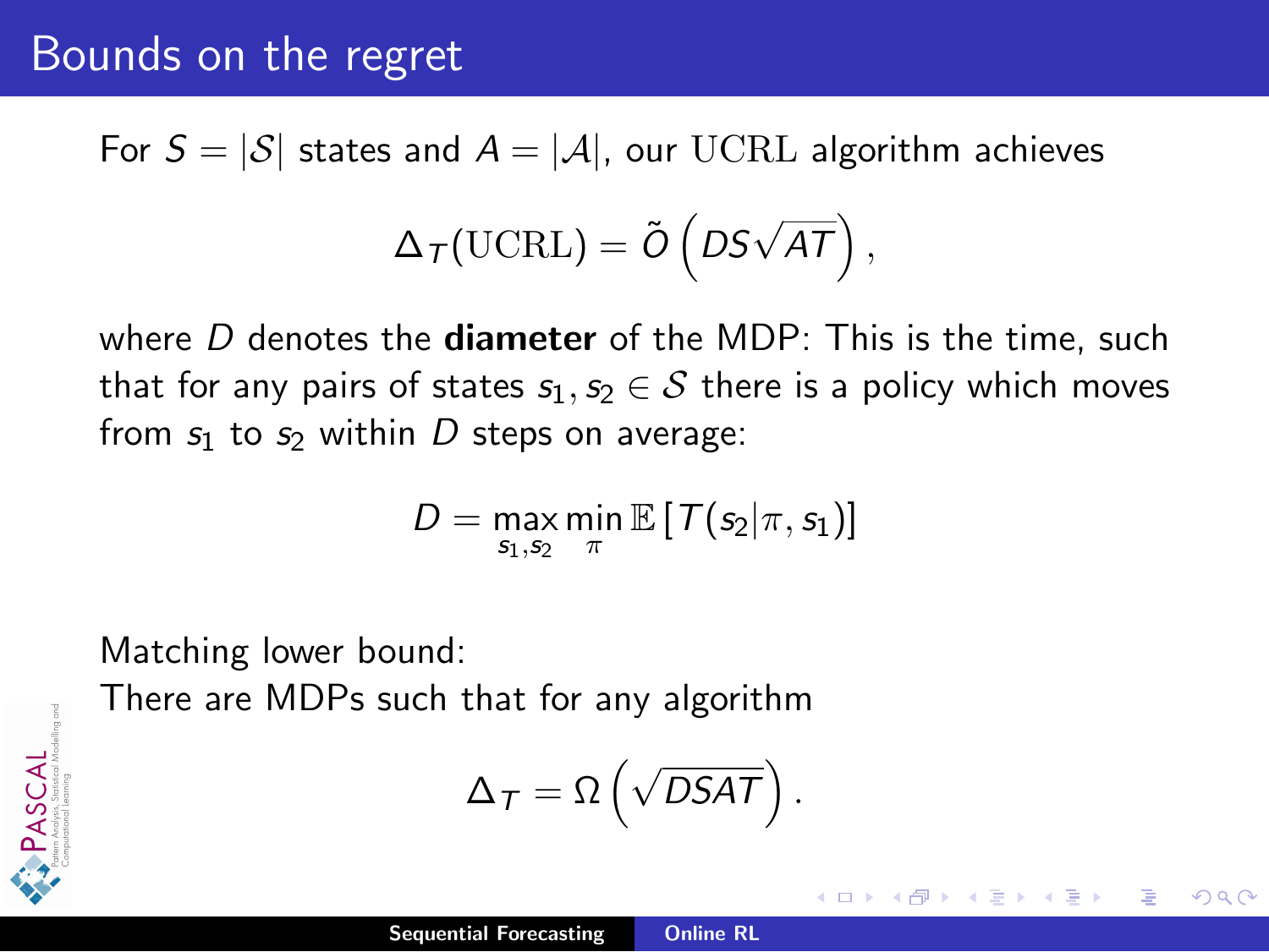# Bounds on the regret

For $S = |\mathcal{S}|$ states and $A = |\mathcal{A}|$, our $\mathrm{UCRL}$ algorithm achieves

$$\Delta_T(\mathrm{UCRL}) = \tilde{O}\left(DS\sqrt{AT}\right),$$

where $D$ denotes the **diameter** of the MDP: This is the time, such that for any pairs of states $s_1, s_2 \in \mathcal{S}$ there is a policy which moves from $s_1$ to $s_2$ within $D$ steps on average:

$$D = \max_{s_1, s_2} \min_{\pi} \mathbb{E}\left[T(s_2|\pi, s_1)\right]$$

Matching lower bound:
There are MDPs such that for any algorithm

$$\Delta_T = \Omega\left(\sqrt{DSAT}\right).$$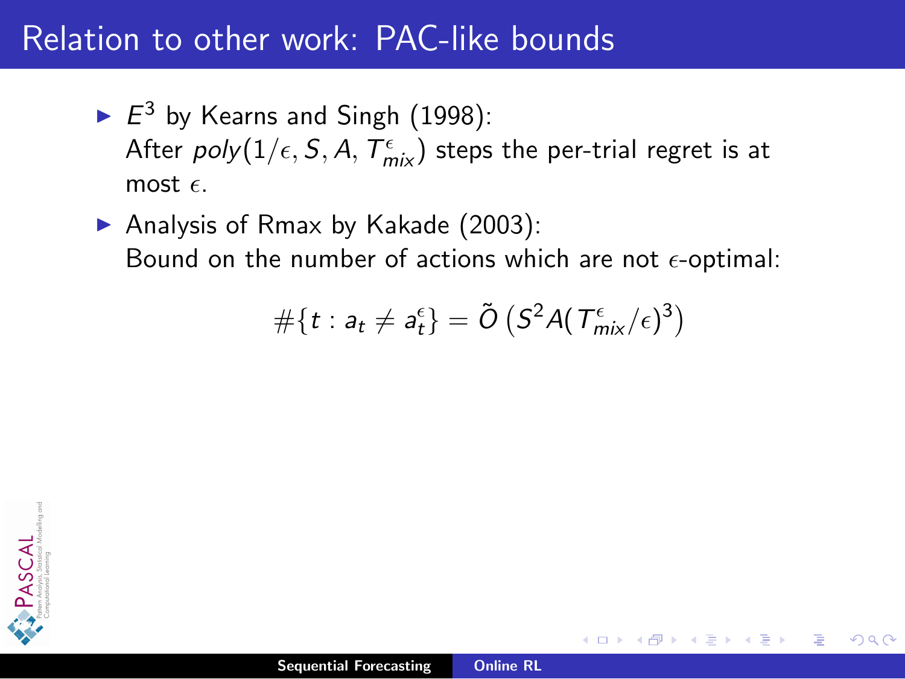# Relation to other work: PAC-like bounds

- $E^3$ by Kearns and Singh (1998):
  After $poly(1/\epsilon, S, A, T^{\epsilon}_{mix})$ steps the per-trial regret is at most $\epsilon$.
- Analysis of Rmax by Kakade (2003):
  Bound on the number of actions which are not $\epsilon$-optimal:

$$\#\{t : a_t \neq a_t^{\epsilon}\} = \tilde{O}\left(S^2 A (T^{\epsilon}_{mix}/\epsilon)^3\right)$$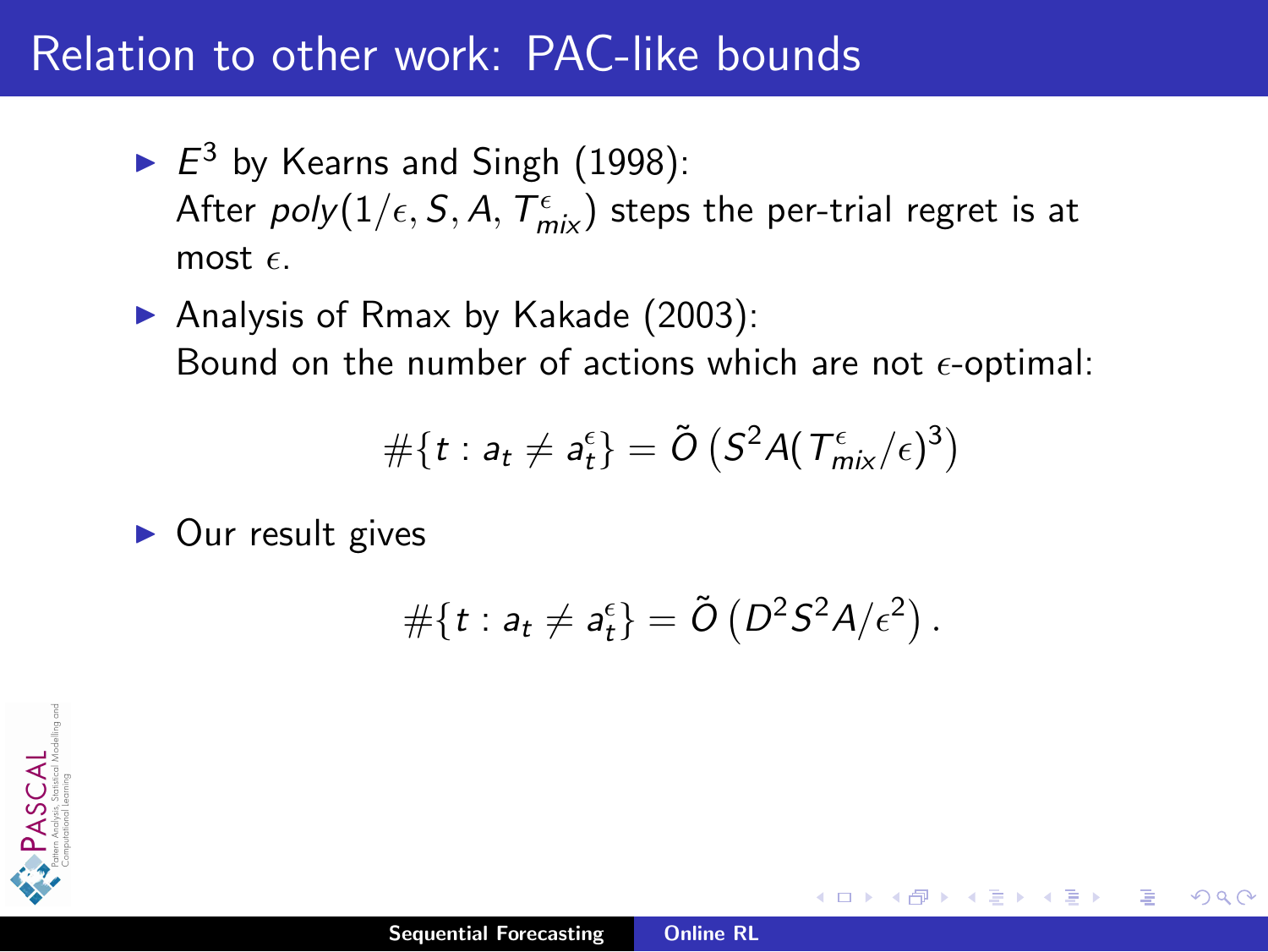# Relation to other work: PAC-like bounds

- $E^3$ by Kearns and Singh (1998):
  After $poly(1/\epsilon, S, A, T^{\epsilon}_{mix})$ steps the per-trial regret is at most $\epsilon$.
- Analysis of Rmax by Kakade (2003):
  Bound on the number of actions which are not $\epsilon$-optimal:

$$\#\{t : a_t \neq a_t^{\epsilon}\} = \tilde{O}\left(S^2 A (T^{\epsilon}_{mix}/\epsilon)^3\right)$$

- Our result gives

$$\#\{t : a_t \neq a_t^{\epsilon}\} = \tilde{O}\left(D^2 S^2 A/\epsilon^2\right).$$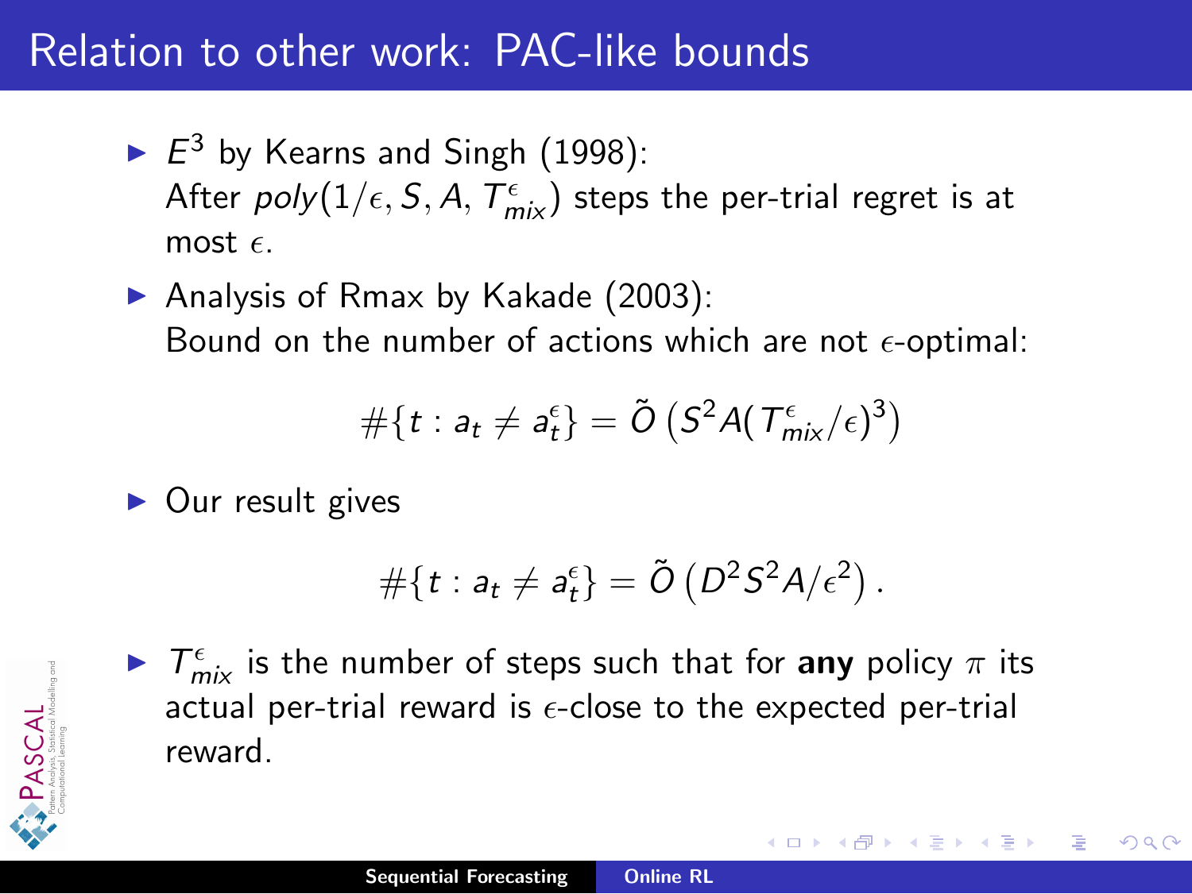# Relation to other work: PAC-like bounds

- $E^3$ by Kearns and Singh (1998):
  After $poly(1/\epsilon, S, A, T^{\epsilon}_{mix})$ steps the per-trial regret is at most $\epsilon$.
- Analysis of Rmax by Kakade (2003):
  Bound on the number of actions which are not $\epsilon$-optimal:

$$\#\{t : a_t \neq a^{\epsilon}_t\} = \tilde{O}\left(S^2 A (T^{\epsilon}_{mix}/\epsilon)^3\right)$$

- Our result gives

$$\#\{t : a_t \neq a^{\epsilon}_t\} = \tilde{O}\left(D^2 S^2 A/\epsilon^2\right).$$

- $T^{\epsilon}_{mix}$ is the number of steps such that for **any** policy $\pi$ its actual per-trial reward is $\epsilon$-close to the expected per-trial reward.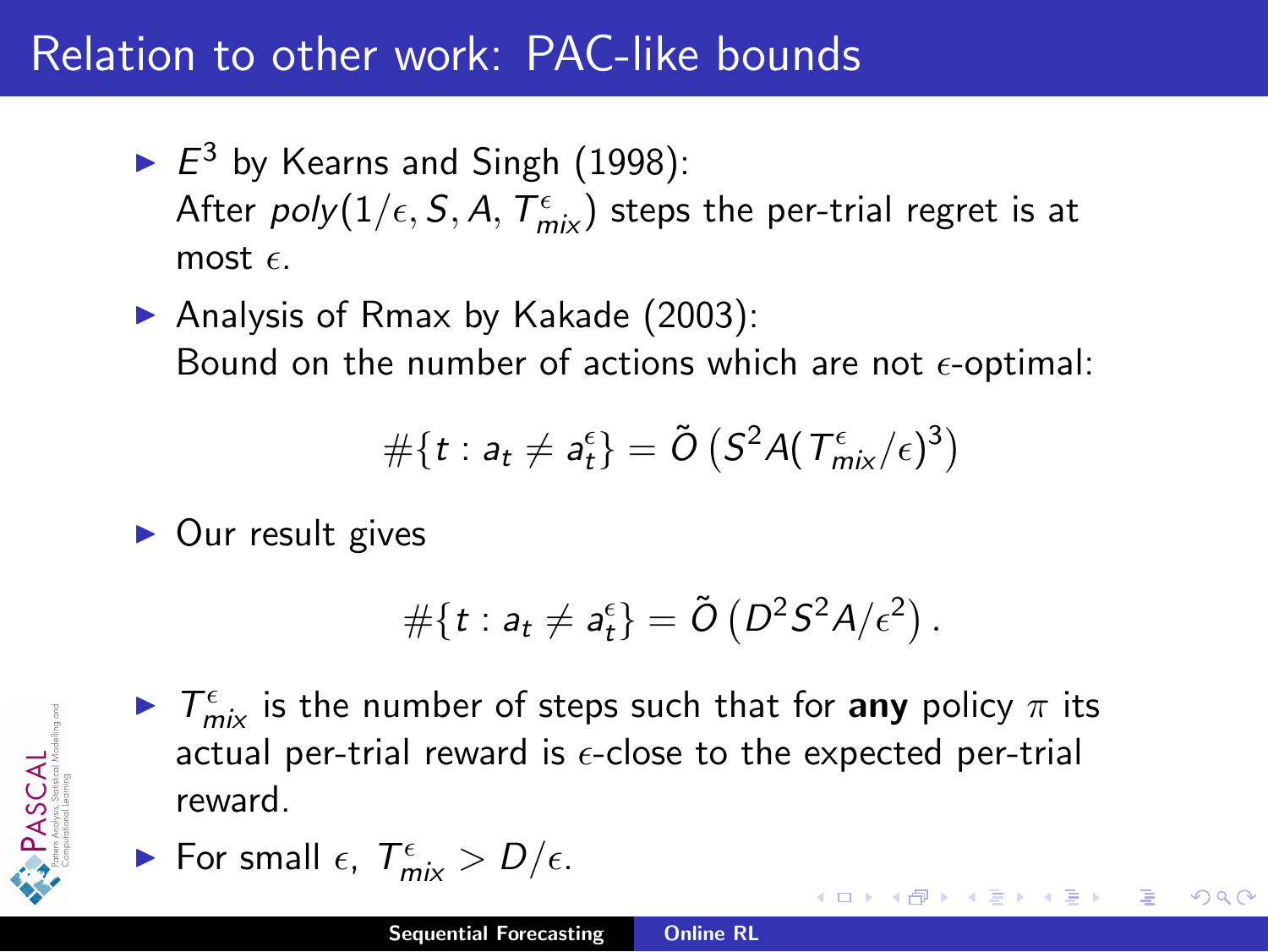# Relation to other work: PAC-like bounds

- $E^3$ by Kearns and Singh (1998):
  After $poly(1/\epsilon, S, A, T^{\epsilon}_{mix})$ steps the per-trial regret is at most $\epsilon$.
- Analysis of Rmax by Kakade (2003):
  Bound on the number of actions which are not $\epsilon$-optimal:

$$\#\{t : a_t \neq a^{\epsilon}_t\} = \tilde{O}\left(S^2 A (T^{\epsilon}_{mix}/\epsilon)^3\right)$$

- Our result gives

$$\#\{t : a_t \neq a^{\epsilon}_t\} = \tilde{O}\left(D^2 S^2 A/\epsilon^2\right).$$

- $T^{\epsilon}_{mix}$ is the number of steps such that for **any** policy $\pi$ its actual per-trial reward is $\epsilon$-close to the expected per-trial reward.
- For small $\epsilon$, $T^{\epsilon}_{mix} > D/\epsilon$.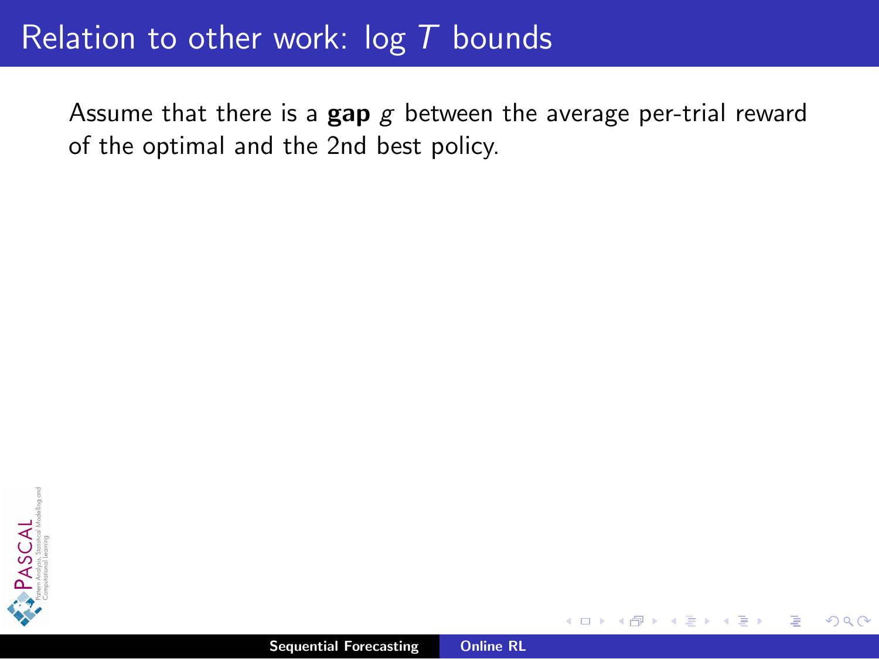# Relation to other work: $\log T$ bounds

Assume that there is a **gap** $g$ between the average per-trial reward of the optimal and the 2nd best policy.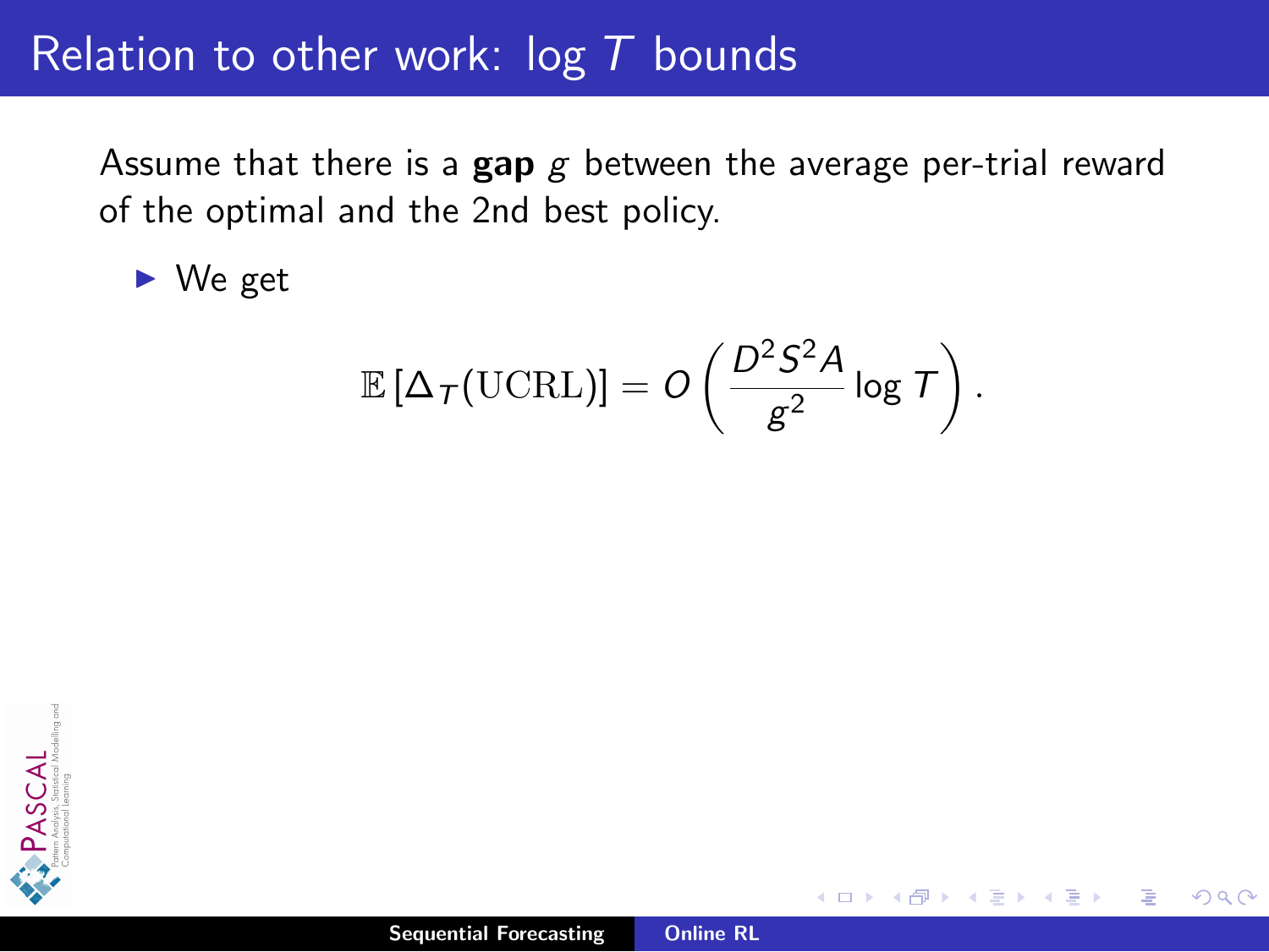# Relation to other work: $\log T$ bounds

Assume that there is a **gap** $g$ between the average per-trial reward of the optimal and the 2nd best policy.

- We get

$$\mathbb{E}\left[\Delta_T(\mathrm{UCRL})\right] = O\left(\frac{D^2 S^2 A}{g^2} \log T\right).$$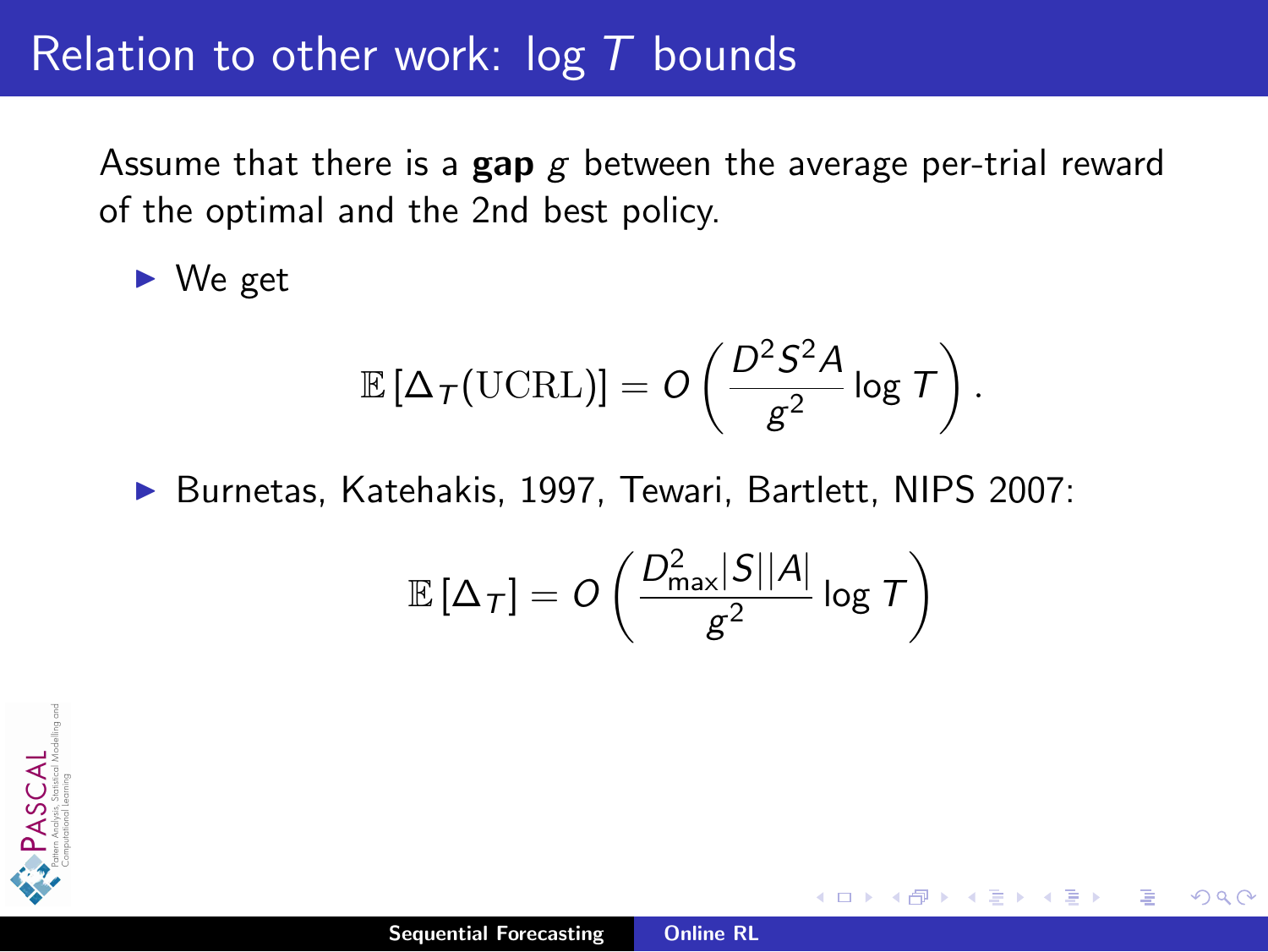# Relation to other work: $\log T$ bounds

Assume that there is a **gap** $g$ between the average per-trial reward of the optimal and the 2nd best policy.

- We get

$$\mathbb{E}\left[\Delta_T(\mathrm{UCRL})\right] = O\left(\frac{D^2 S^2 A}{g^2} \log T\right).$$

- Burnetas, Katehakis, 1997, Tewari, Bartlett, NIPS 2007:

$$\mathbb{E}\left[\Delta_T\right] = O\left(\frac{D_{\max}^2 |S||A|}{g^2} \log T\right)$$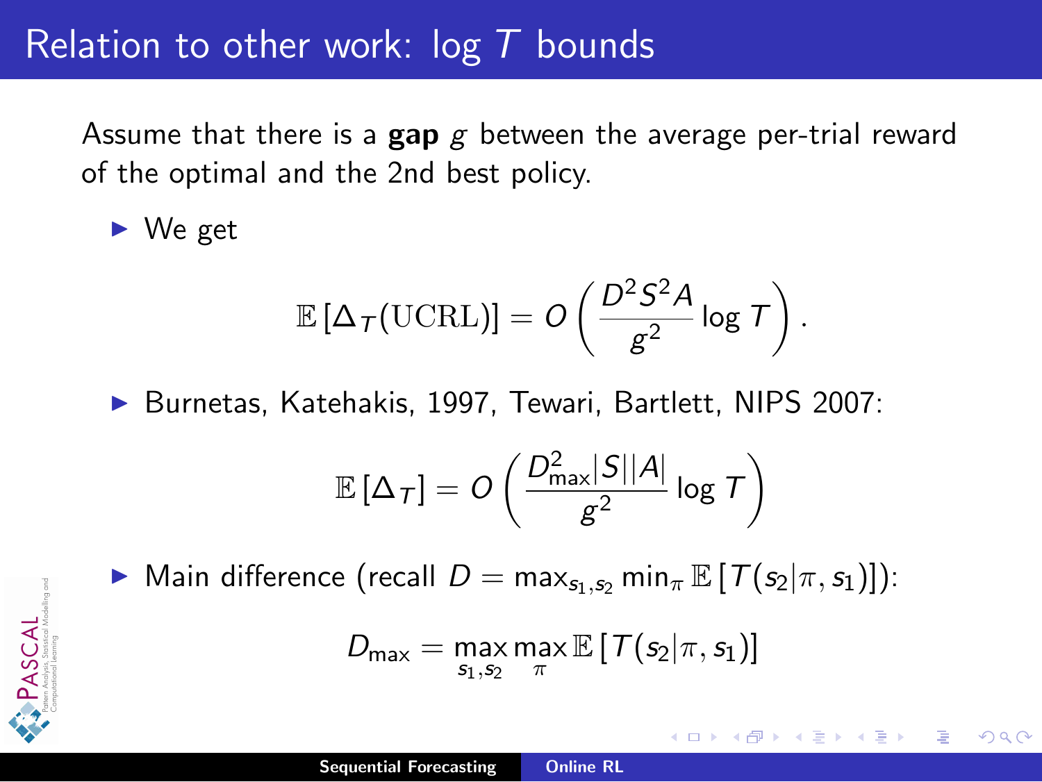# Relation to other work: $\log T$ bounds

Assume that there is a **gap** $g$ between the average per-trial reward of the optimal and the 2nd best policy.

- We get

$$\mathbb{E}\left[\Delta_T(\mathrm{UCRL})\right] = O\left(\frac{D^2 S^2 A}{g^2}\log T\right).$$

- Burnetas, Katehakis, 1997, Tewari, Bartlett, NIPS 2007:

$$\mathbb{E}\left[\Delta_T\right] = O\left(\frac{D_{\max}^2 |S||A|}{g^2}\log T\right)$$

- Main difference (recall $D = \max_{s_1,s_2}\min_\pi \mathbb{E}\left[T(s_2|\pi, s_1)\right]$):

$$D_{\max} = \max_{s_1,s_2}\max_{\pi}\mathbb{E}\left[T(s_2|\pi, s_1)\right]$$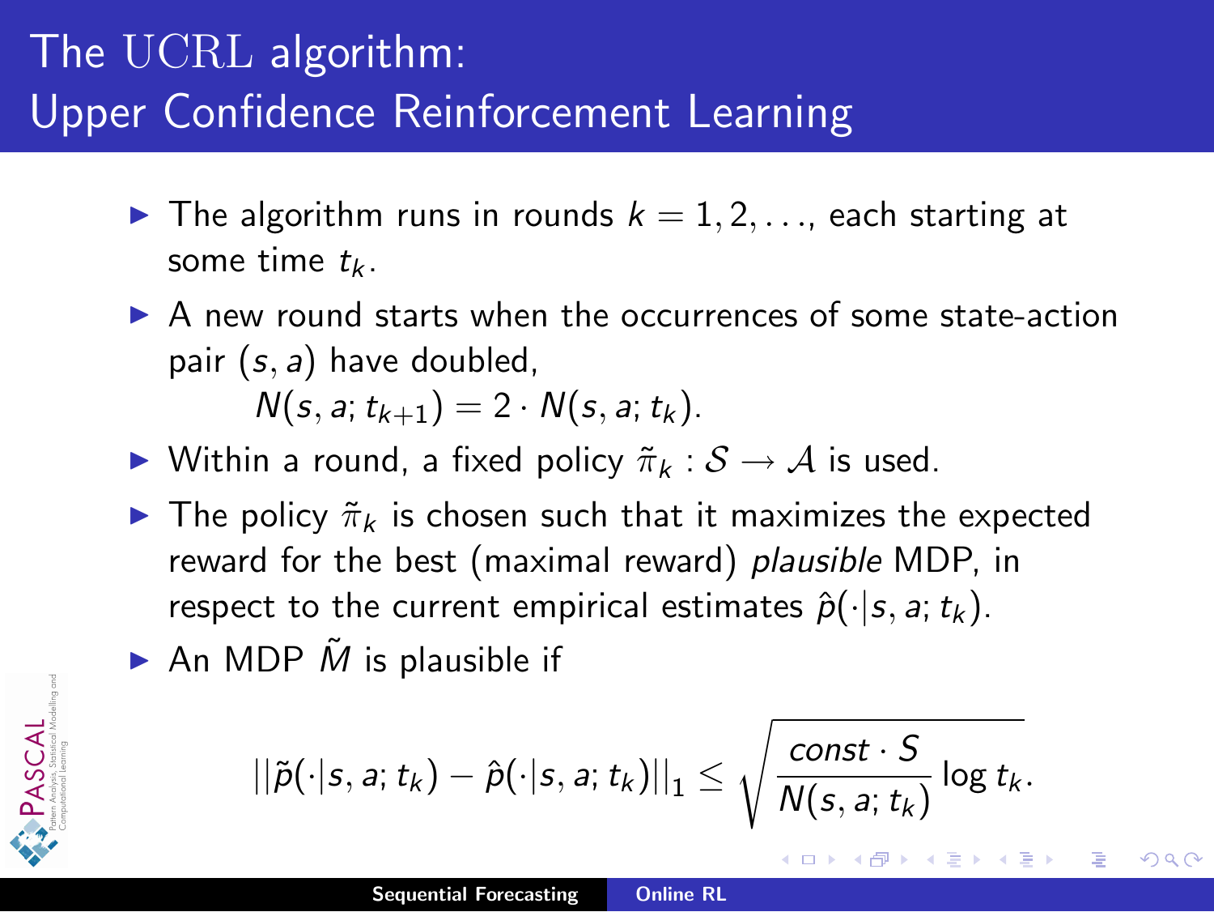# The UCRL algorithm: Upper Confidence Reinforcement Learning

- The algorithm runs in rounds $k = 1, 2, \ldots$, each starting at some time $t_k$.
- A new round starts when the occurrences of some state-action pair $(s, a)$ have doubled,
  $$N(s, a; t_{k+1}) = 2 \cdot N(s, a; t_k).$$
- Within a round, a fixed policy $\tilde{\pi}_k : \mathcal{S} \to \mathcal{A}$ is used.
- The policy $\tilde{\pi}_k$ is chosen such that it maximizes the expected reward for the best (maximal reward) *plausible* MDP, in respect to the current empirical estimates $\hat{p}(\cdot|s, a; t_k)$.
- An MDP $\tilde{M}$ is plausible if

$$||\tilde{p}(\cdot|s, a; t_k) - \hat{p}(\cdot|s, a; t_k)||_1 \leq \sqrt{\frac{const \cdot S}{N(s, a; t_k)} \log t_k}.$$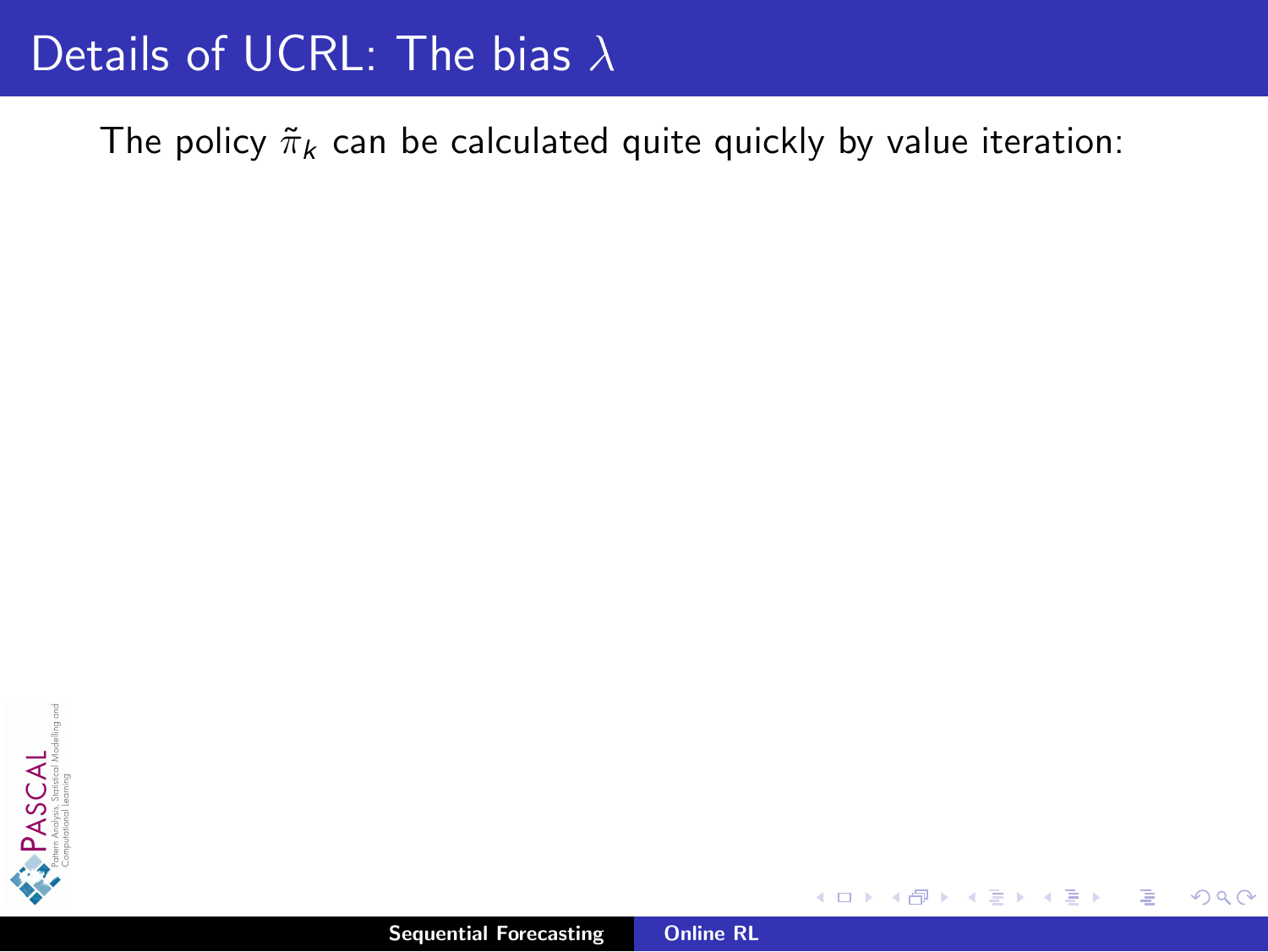# Details of UCRL: The bias $\lambda$

The policy $\tilde{\pi}_k$ can be calculated quite quickly by value iteration: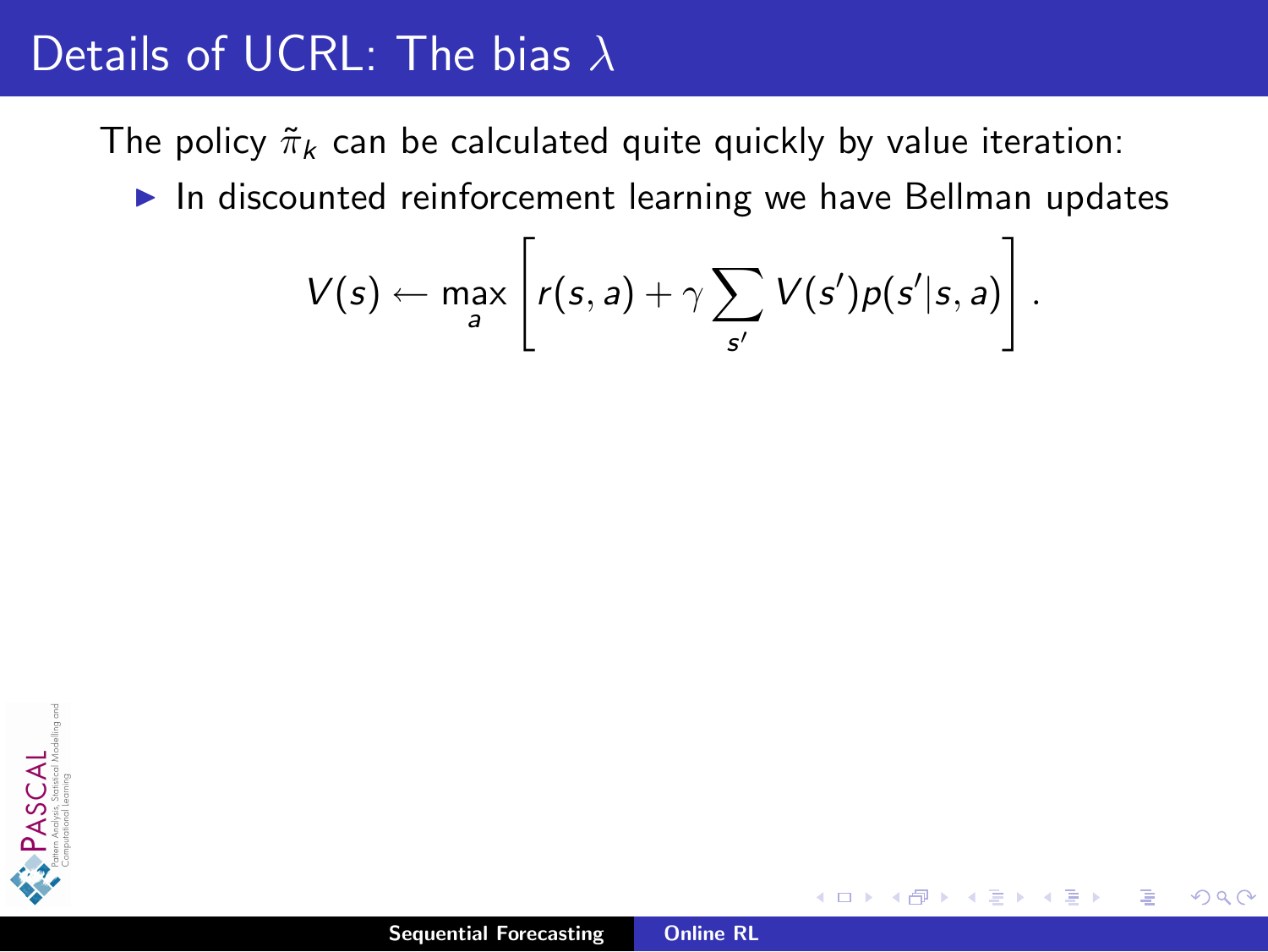# Details of UCRL: The bias $\lambda$

The policy $\tilde{\pi}_k$ can be calculated quite quickly by value iteration:

- In discounted reinforcement learning we have Bellman updates

$$V(s) \leftarrow \max_a \left[ r(s,a) + \gamma \sum_{s'} V(s') p(s'|s,a) \right].$$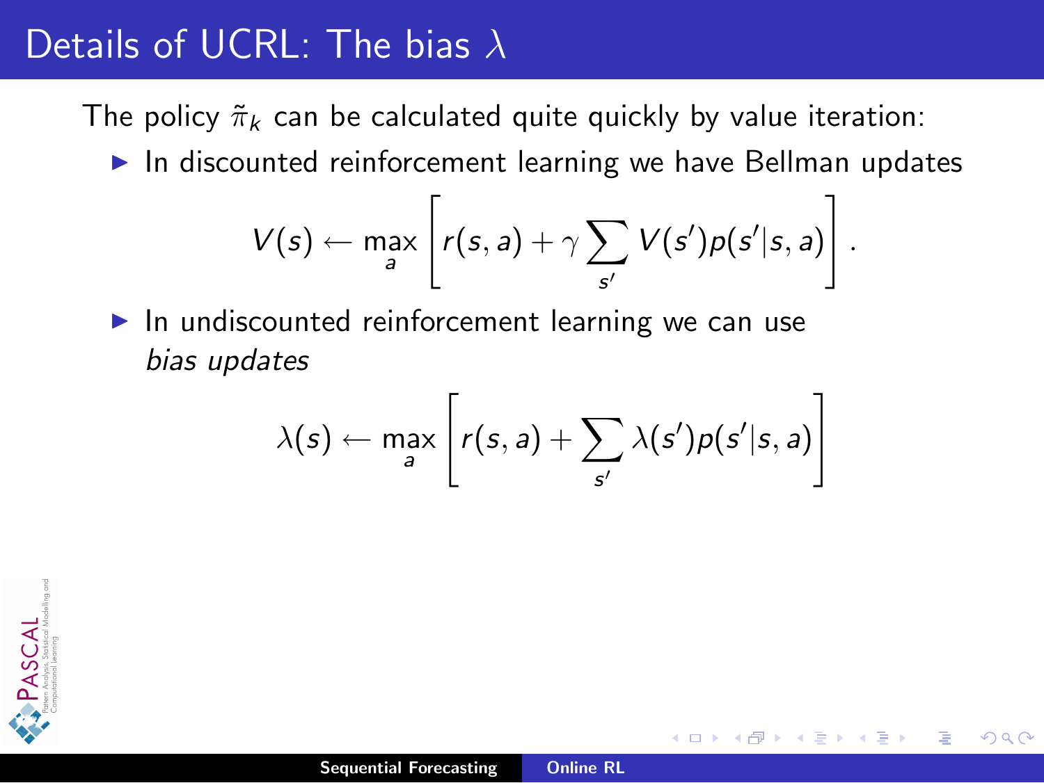# Details of UCRL: The bias $\lambda$

The policy $\tilde{\pi}_k$ can be calculated quite quickly by value iteration:

- In discounted reinforcement learning we have Bellman updates

$$V(s) \leftarrow \max_a \left[ r(s,a) + \gamma \sum_{s'} V(s') p(s'|s,a) \right].$$

- In undiscounted reinforcement learning we can use *bias updates*

$$\lambda(s) \leftarrow \max_a \left[ r(s,a) + \sum_{s'} \lambda(s') p(s'|s,a) \right]$$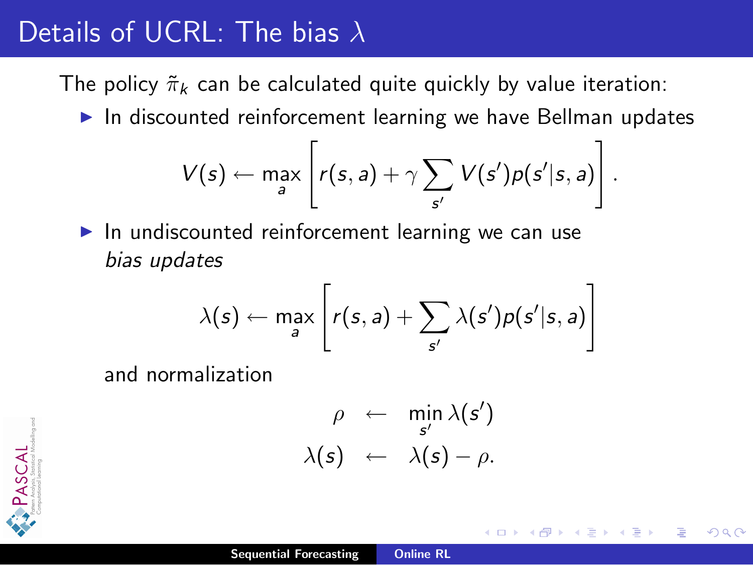# Details of UCRL: The bias $\lambda$

The policy $\tilde{\pi}_k$ can be calculated quite quickly by value iteration:

- In discounted reinforcement learning we have Bellman updates

$$V(s) \leftarrow \max_a \left[ r(s,a) + \gamma \sum_{s'} V(s') p(s'|s,a) \right].$$

- In undiscounted reinforcement learning we can use *bias updates*

$$\lambda(s) \leftarrow \max_a \left[ r(s,a) + \sum_{s'} \lambda(s') p(s'|s,a) \right]$$

  and normalization

$$\begin{aligned} \rho &\leftarrow \min_{s'} \lambda(s') \\ \lambda(s) &\leftarrow \lambda(s) - \rho. \end{aligned}$$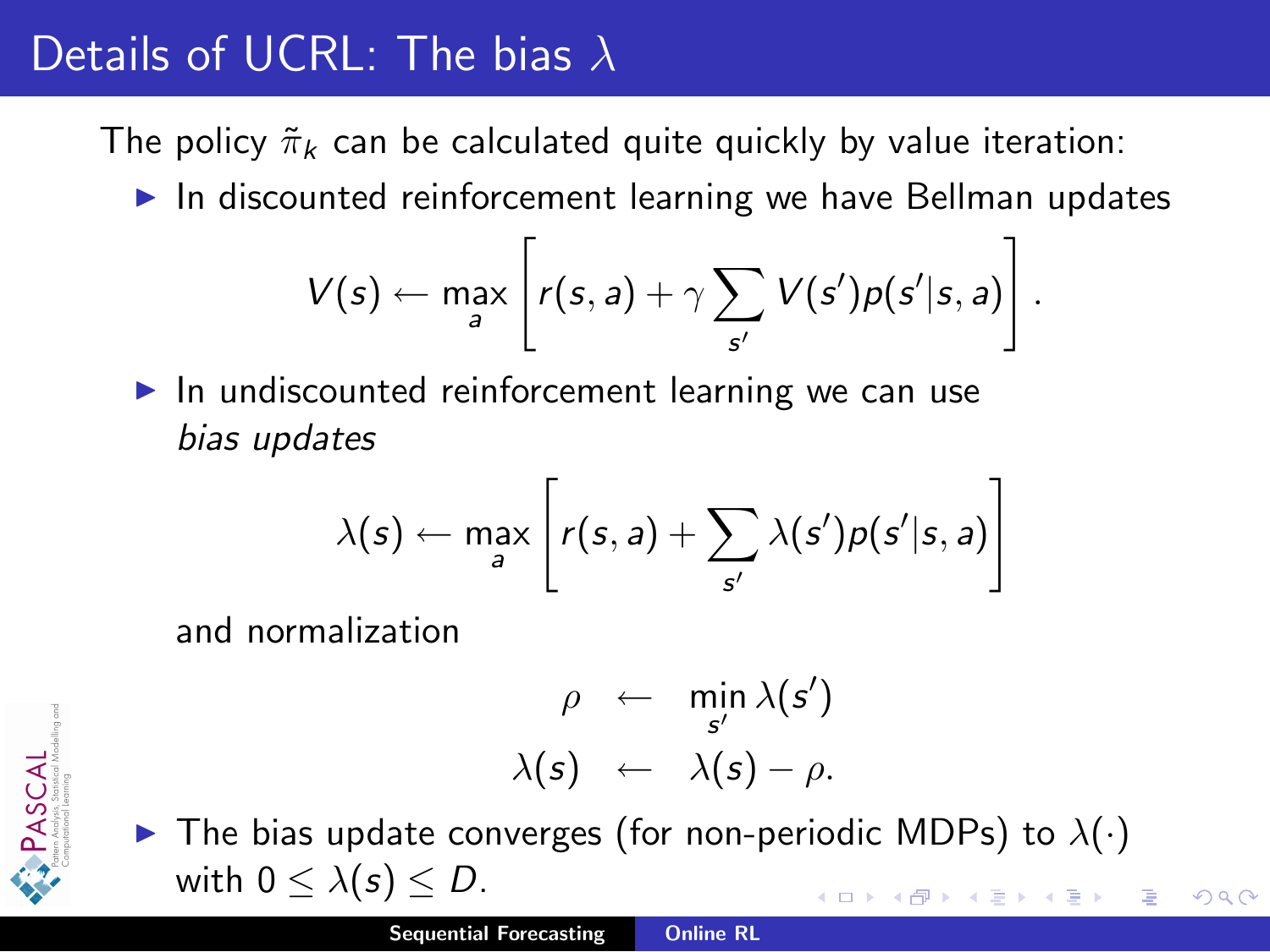# Details of UCRL: The bias $\lambda$

The policy $\tilde{\pi}_k$ can be calculated quite quickly by value iteration:

- In discounted reinforcement learning we have Bellman updates

$$V(s) \leftarrow \max_a \left[ r(s,a) + \gamma \sum_{s'} V(s') p(s'|s,a) \right].$$

- In undiscounted reinforcement learning we can use *bias updates*

$$\lambda(s) \leftarrow \max_a \left[ r(s,a) + \sum_{s'} \lambda(s') p(s'|s,a) \right]$$

  and normalization

$$\begin{aligned} \rho &\leftarrow \min_{s'} \lambda(s') \\ \lambda(s) &\leftarrow \lambda(s) - \rho. \end{aligned}$$

- The bias update converges (for non-periodic MDPs) to $\lambda(\cdot)$ with $0 \leq \lambda(s) \leq D$.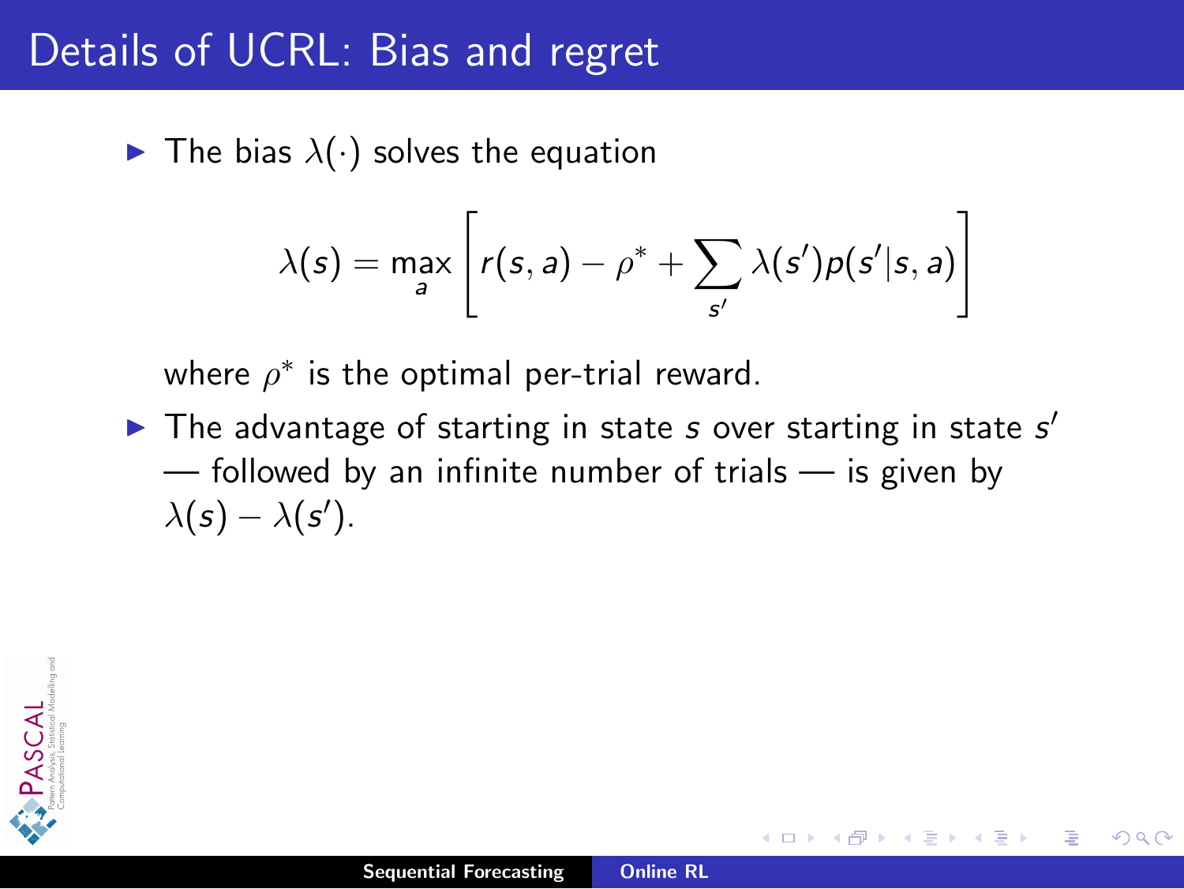# Details of UCRL: Bias and regret

- The bias $\lambda(\cdot)$ solves the equation

$$\lambda(s) = \max_a \left[ r(s,a) - \rho^* + \sum_{s'} \lambda(s') p(s'|s,a) \right]$$

  where $\rho^*$ is the optimal per-trial reward.

- The advantage of starting in state $s$ over starting in state $s'$ — followed by an infinite number of trials — is given by $\lambda(s) - \lambda(s')$.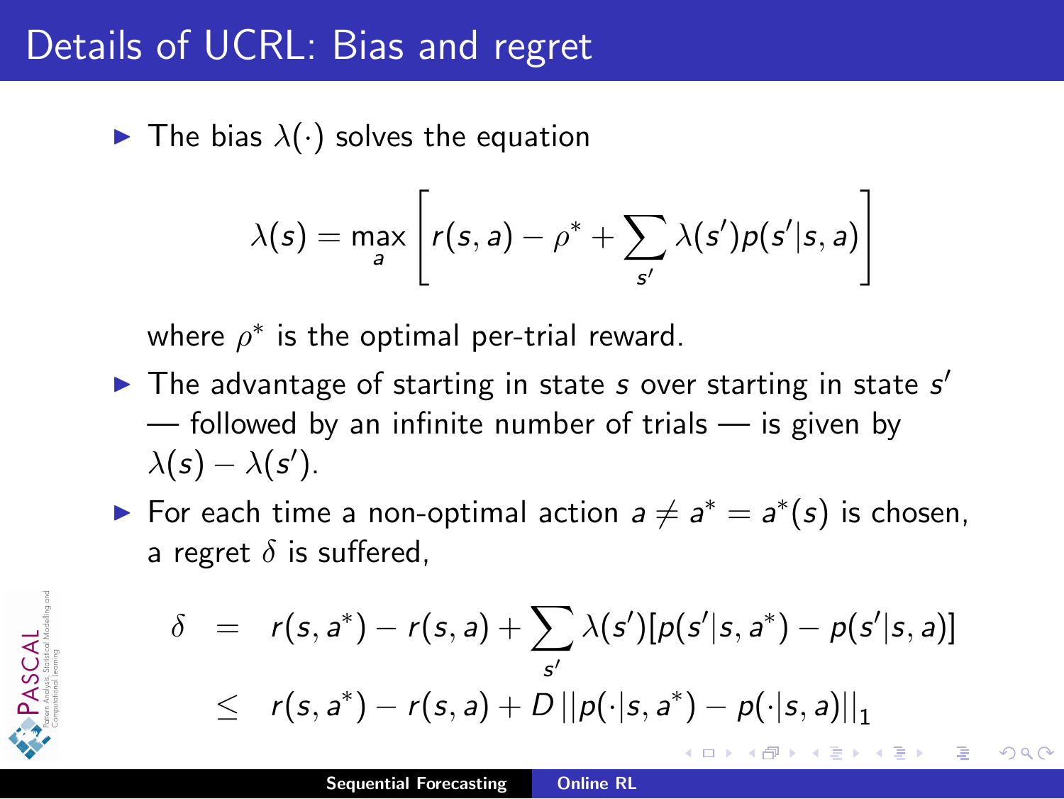# Details of UCRL: Bias and regret

- The bias $\lambda(\cdot)$ solves the equation

$$\lambda(s) = \max_a \left[ r(s,a) - \rho^* + \sum_{s'} \lambda(s') p(s'|s,a) \right]$$

  where $\rho^*$ is the optimal per-trial reward.

- The advantage of starting in state $s$ over starting in state $s'$ — followed by an infinite number of trials — is given by $\lambda(s) - \lambda(s')$.

- For each time a non-optimal action $a \neq a^* = a^*(s)$ is chosen, a regret $\delta$ is suffered,

$$\begin{aligned} \delta &= r(s,a^*) - r(s,a) + \sum_{s'} \lambda(s')[p(s'|s,a^*) - p(s'|s,a)] \\ &\leq r(s,a^*) - r(s,a) + D \, ||p(\cdot|s,a^*) - p(\cdot|s,a)||_1 \end{aligned}$$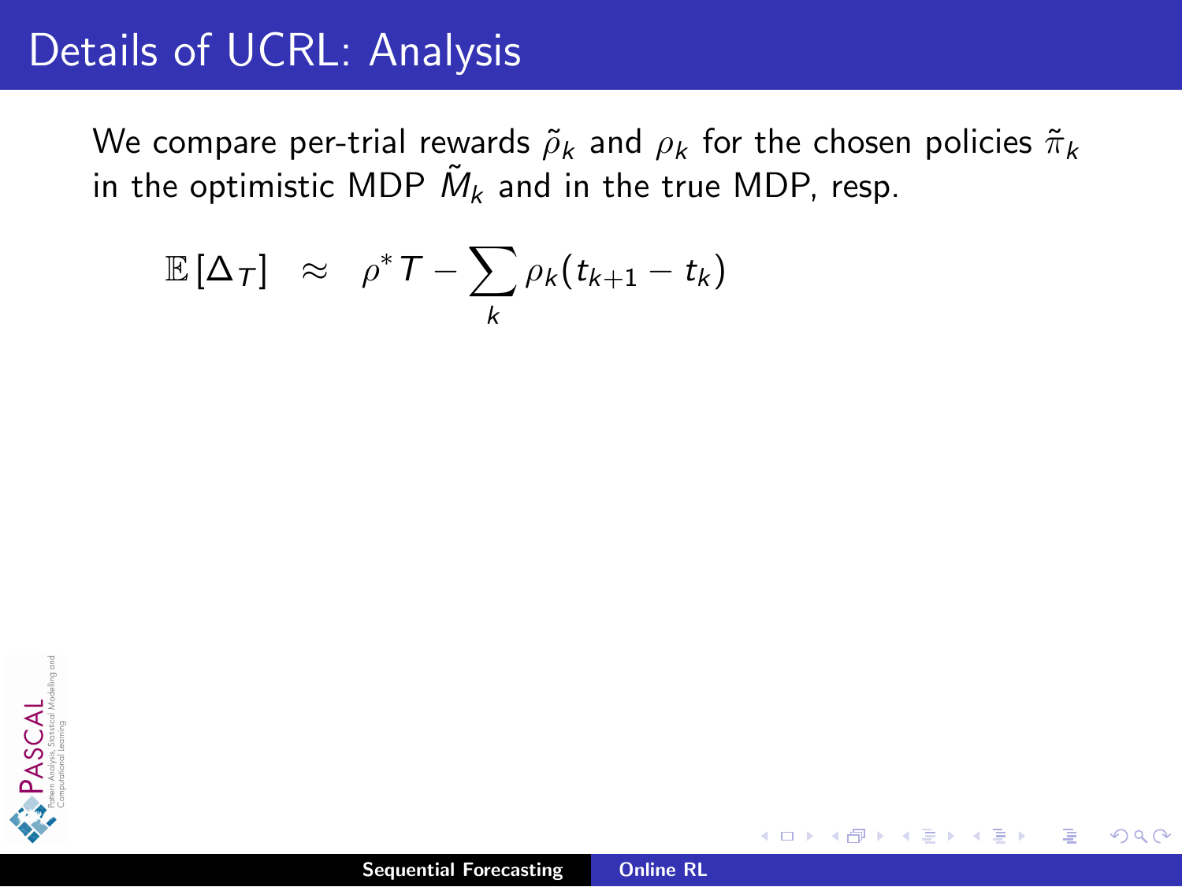# Details of UCRL: Analysis

We compare per-trial rewards $\tilde{\rho}_k$ and $\rho_k$ for the chosen policies $\tilde{\pi}_k$ in the optimistic MDP $\tilde{M}_k$ and in the true MDP, resp.

$$\mathbb{E}\left[\Delta_T\right] \;\approx\; \rho^* T - \sum_k \rho_k (t_{k+1} - t_k)$$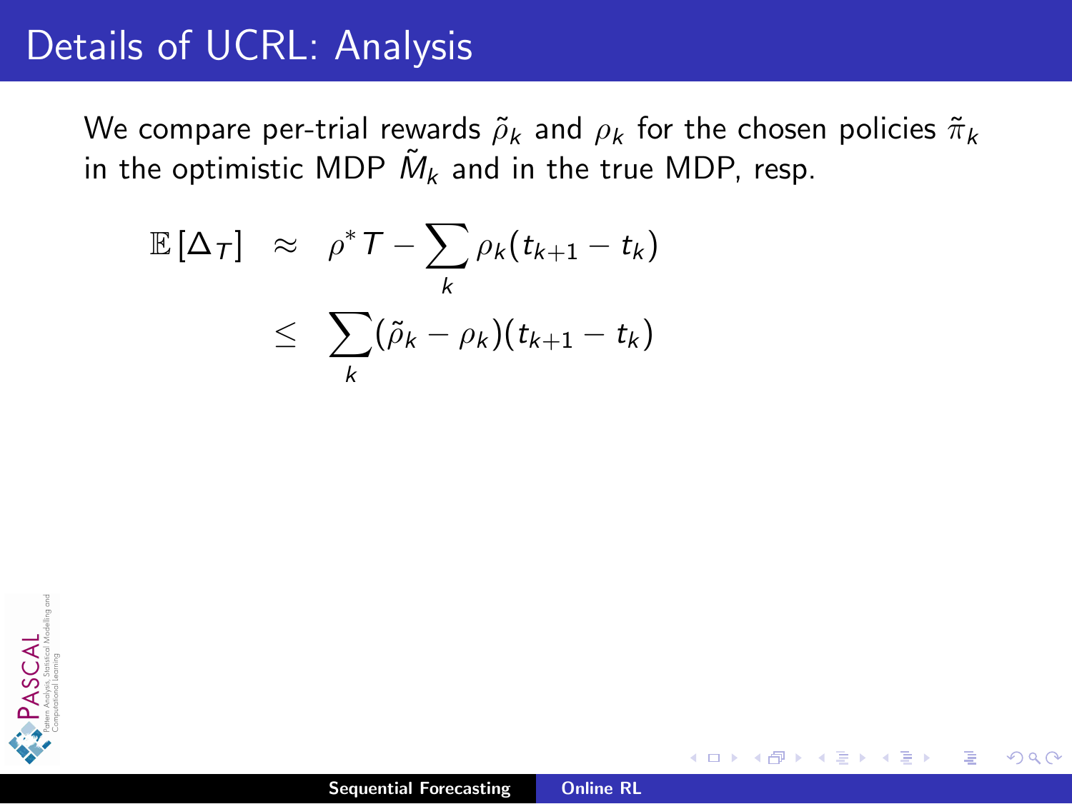# Details of UCRL: Analysis

We compare per-trial rewards $\tilde{\rho}_k$ and $\rho_k$ for the chosen policies $\tilde{\pi}_k$ in the optimistic MDP $\tilde{M}_k$ and in the true MDP, resp.

$$
\begin{aligned}
\mathbb{E}\left[\Delta_T\right] &\approx \rho^* T - \sum_k \rho_k (t_{k+1} - t_k) \\
&\leq \sum_k (\tilde{\rho}_k - \rho_k)(t_{k+1} - t_k)
\end{aligned}
$$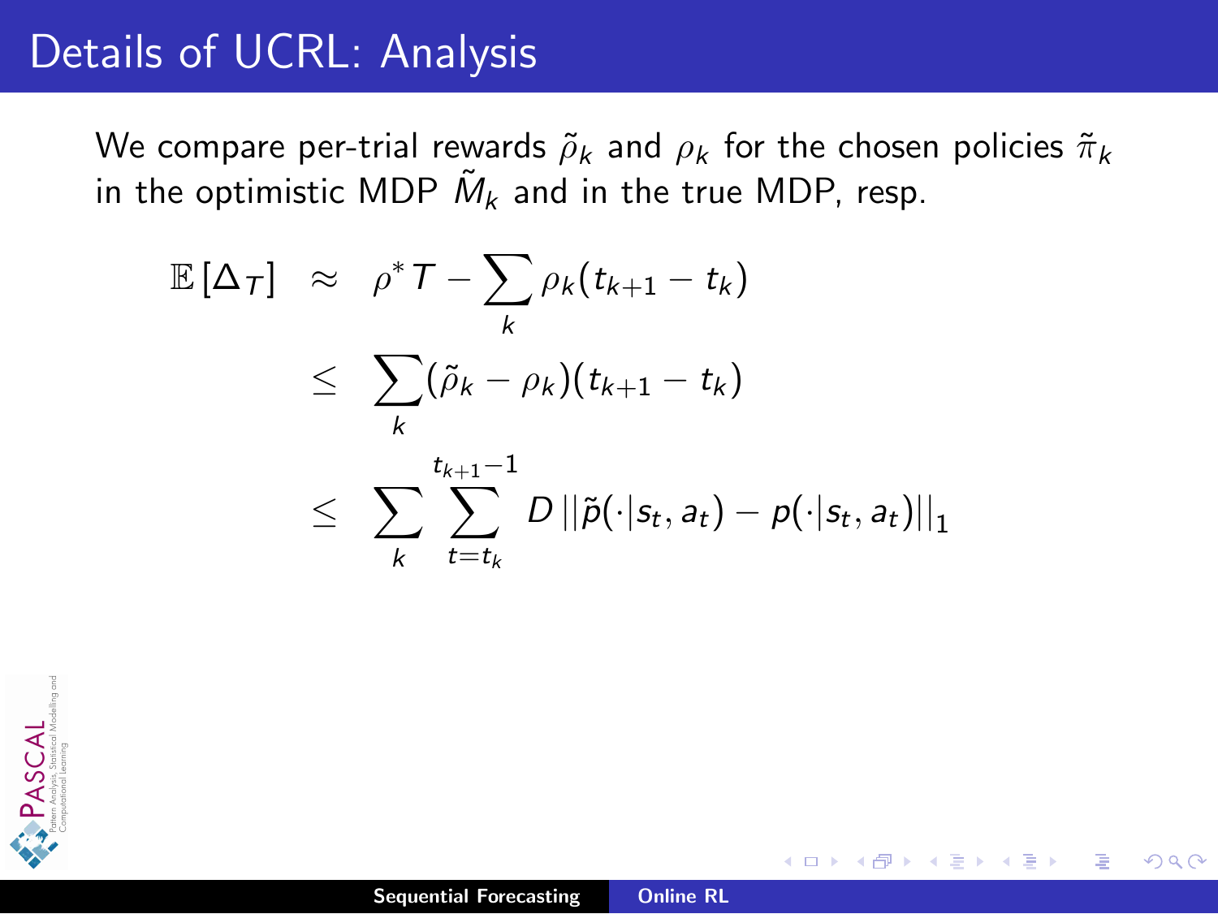# Details of UCRL: Analysis

We compare per-trial rewards $\tilde{\rho}_k$ and $\rho_k$ for the chosen policies $\tilde{\pi}_k$ in the optimistic MDP $\tilde{M}_k$ and in the true MDP, resp.

$$
\begin{aligned}
\mathbb{E}\left[\Delta_T\right] &\approx \rho^* T - \sum_k \rho_k (t_{k+1} - t_k) \\
&\leq \sum_k (\tilde{\rho}_k - \rho_k)(t_{k+1} - t_k) \\
&\leq \sum_k \sum_{t=t_k}^{t_{k+1}-1} D \left|\left|\tilde{p}(\cdot|s_t, a_t) - p(\cdot|s_t, a_t)\right|\right|_1
\end{aligned}
$$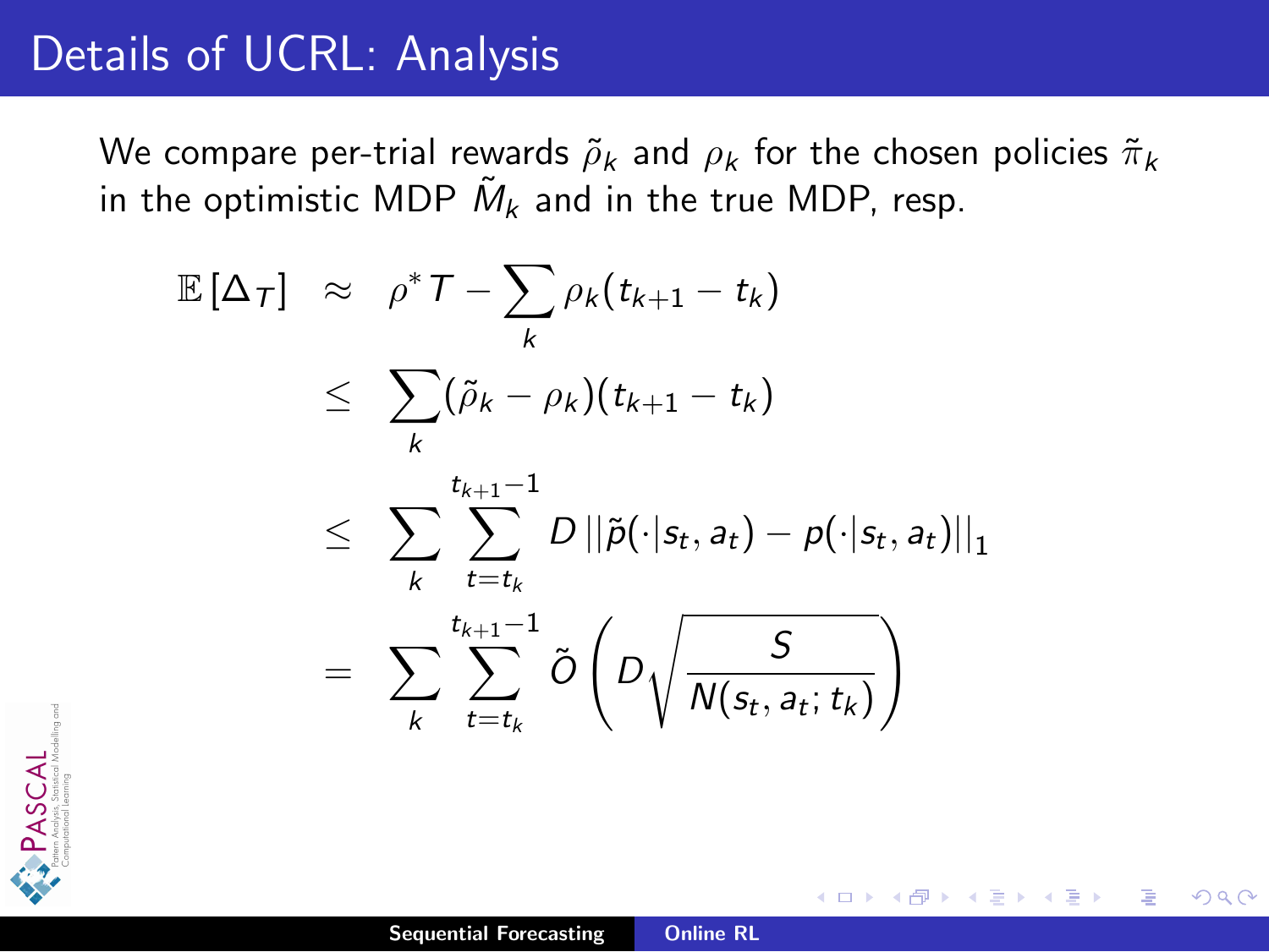# Details of UCRL: Analysis

We compare per-trial rewards $\tilde{\rho}_k$ and $\rho_k$ for the chosen policies $\tilde{\pi}_k$ in the optimistic MDP $\tilde{M}_k$ and in the true MDP, resp.

$$
\begin{aligned}
\mathbb{E}\left[\Delta_T\right] &\approx \rho^* T - \sum_k \rho_k (t_{k+1} - t_k) \\
&\leq \sum_k (\tilde{\rho}_k - \rho_k)(t_{k+1} - t_k) \\
&\leq \sum_k \sum_{t=t_k}^{t_{k+1}-1} D \left|\left|\tilde{p}(\cdot|s_t, a_t) - p(\cdot|s_t, a_t)\right|\right|_1 \\
&= \sum_k \sum_{t=t_k}^{t_{k+1}-1} \tilde{O}\left( D \sqrt{\frac{S}{N(s_t, a_t; t_k)}} \right)
\end{aligned}
$$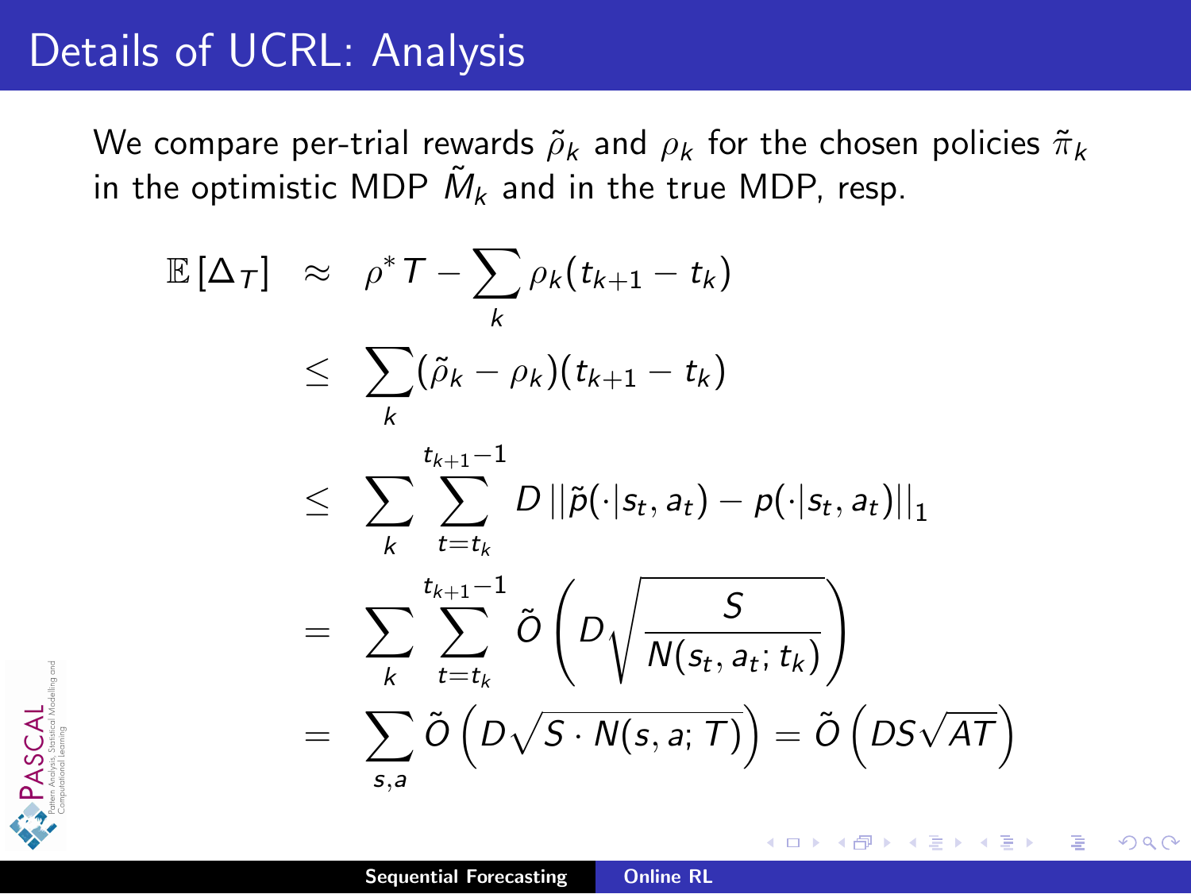# Details of UCRL: Analysis

We compare per-trial rewards $\tilde{\rho}_k$ and $\rho_k$ for the chosen policies $\tilde{\pi}_k$ in the optimistic MDP $\tilde{M}_k$ and in the true MDP, resp.

$$
\begin{aligned}
\mathbb{E}\left[\Delta_T\right] &\approx \rho^* T - \sum_k \rho_k (t_{k+1} - t_k) \\
&\leq \sum_k (\tilde{\rho}_k - \rho_k)(t_{k+1} - t_k) \\
&\leq \sum_k \sum_{t=t_k}^{t_{k+1}-1} D \left|\left|\tilde{p}(\cdot|s_t, a_t) - p(\cdot|s_t, a_t)\right|\right|_1 \\
&= \sum_k \sum_{t=t_k}^{t_{k+1}-1} \tilde{O}\left(D\sqrt{\frac{S}{N(s_t, a_t; t_k)}}\right) \\
&= \sum_{s,a} \tilde{O}\left(D\sqrt{S \cdot N(s, a; T)}\right) = \tilde{O}\left(DS\sqrt{AT}\right)
\end{aligned}
$$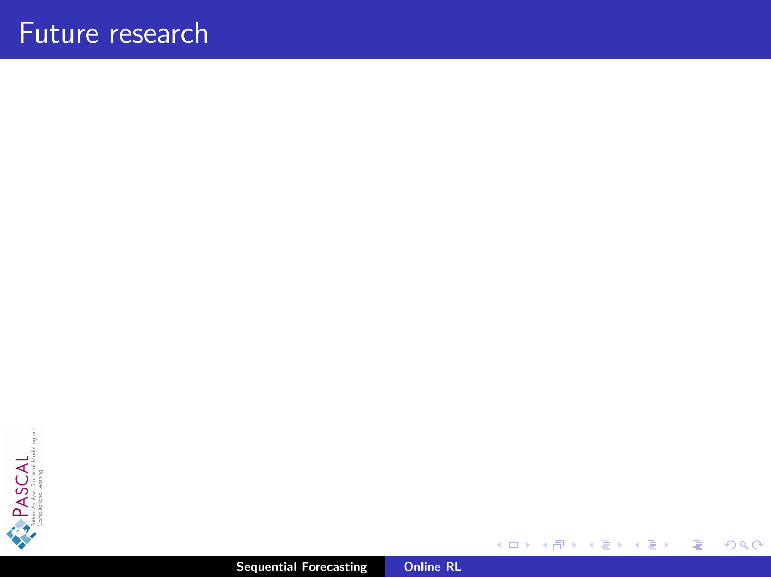# Future research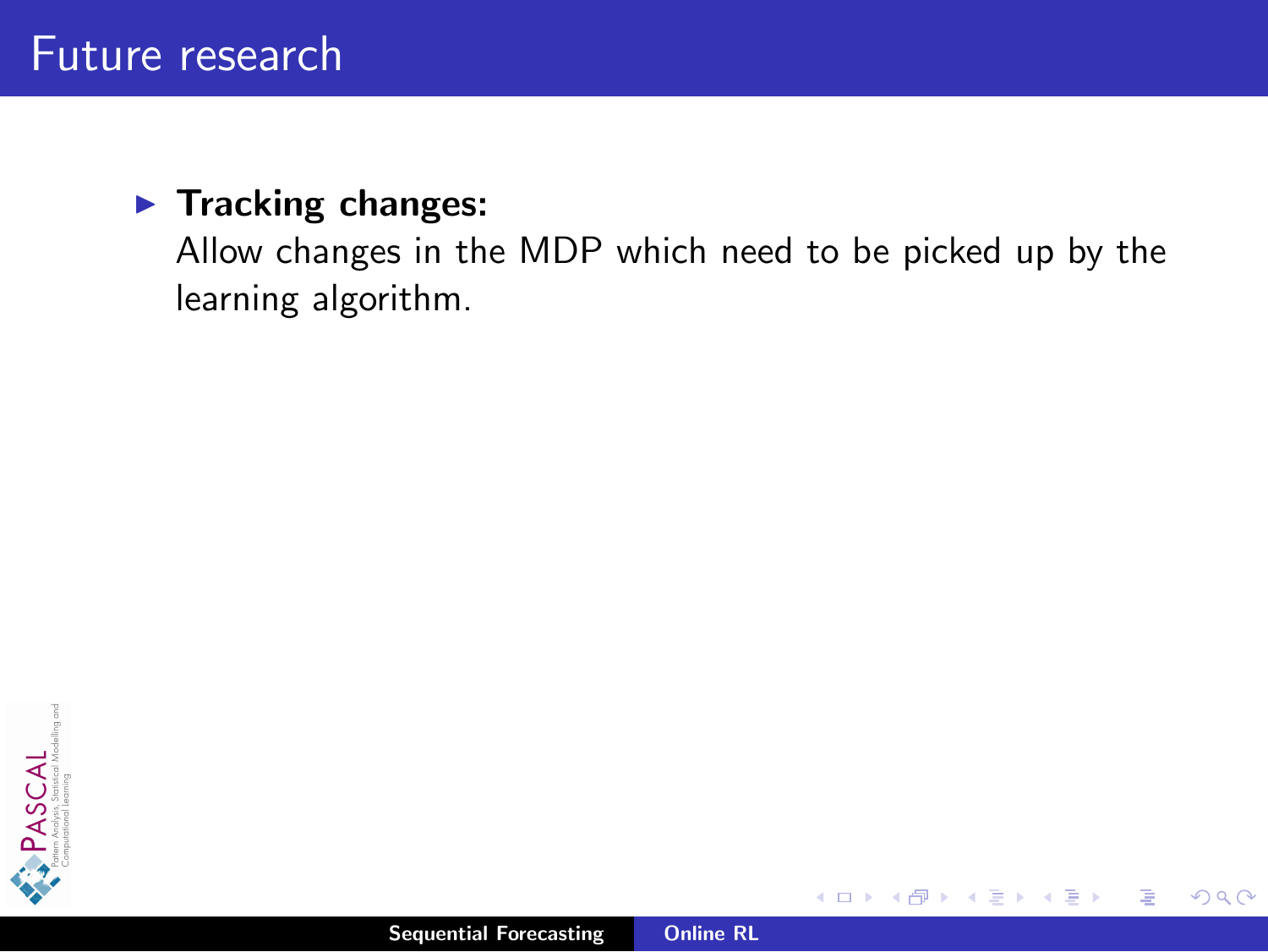# Future research

- **Tracking changes:**
  Allow changes in the MDP which need to be picked up by the learning algorithm.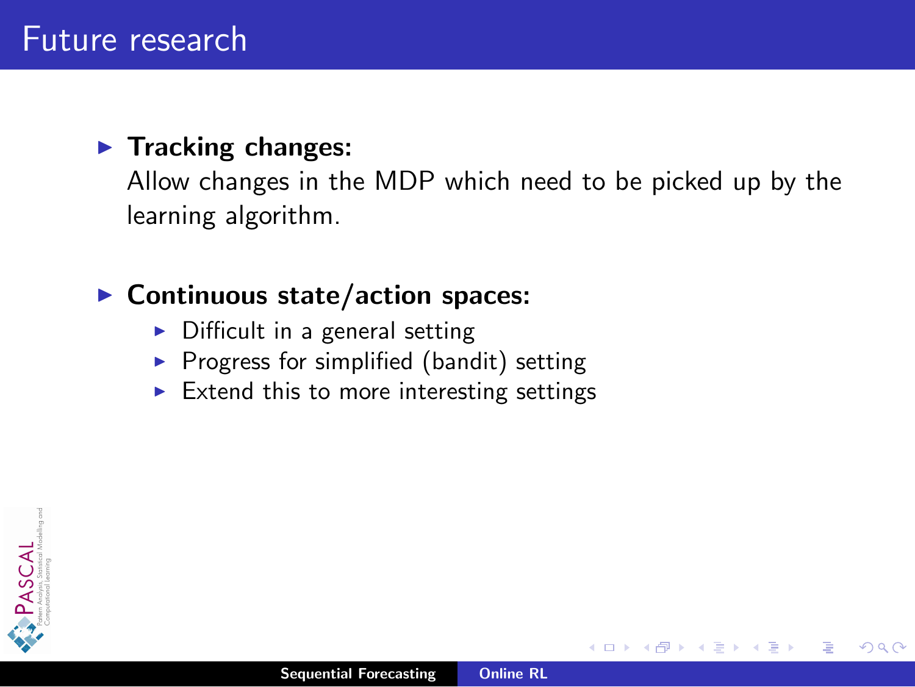# Future research

- **Tracking changes:**
  Allow changes in the MDP which need to be picked up by the learning algorithm.

- **Continuous state/action spaces:**
  - Difficult in a general setting
  - Progress for simplified (bandit) setting
  - Extend this to more interesting settings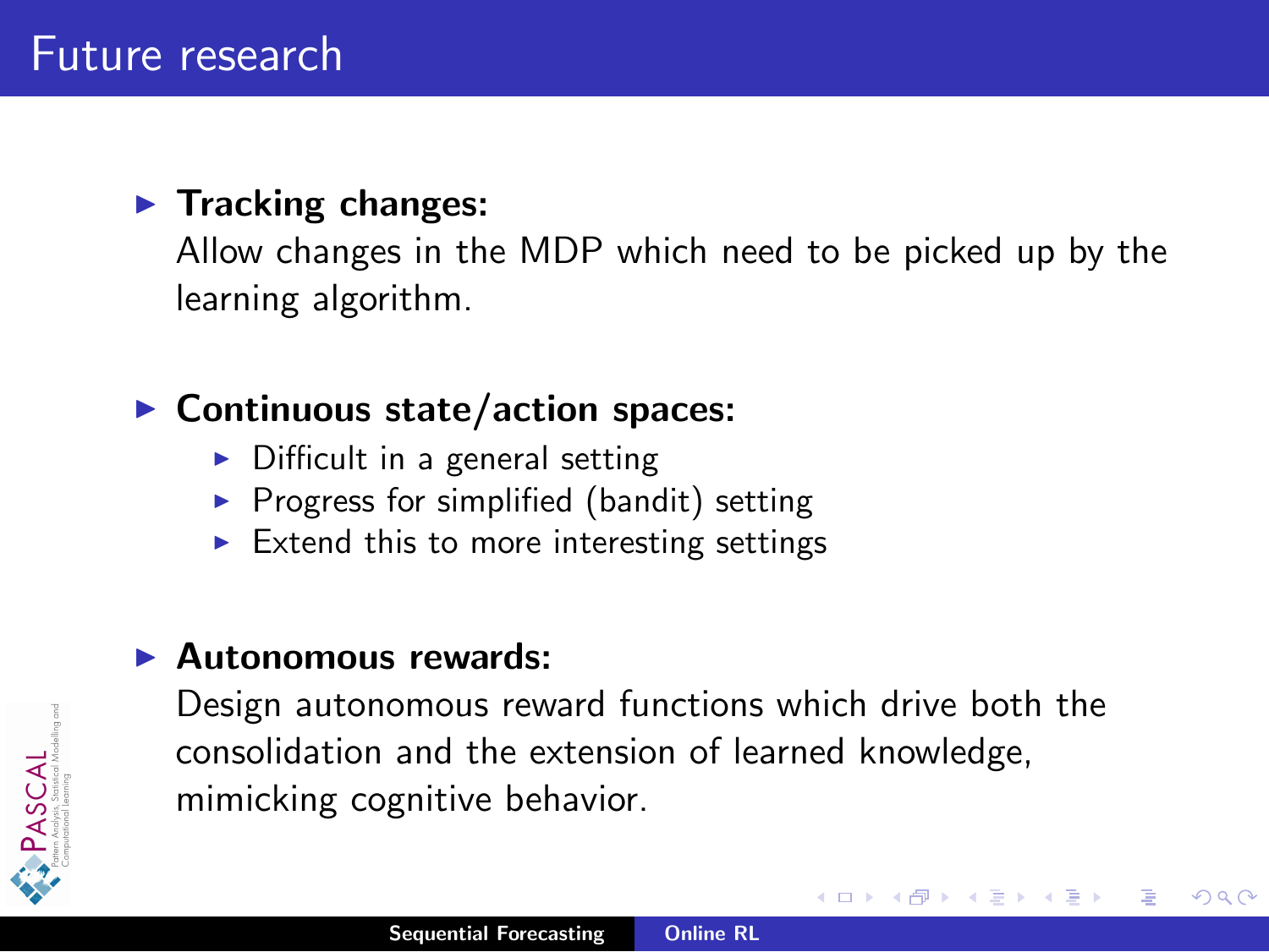# Future research

- **Tracking changes:**
  Allow changes in the MDP which need to be picked up by the learning algorithm.

- **Continuous state/action spaces:**
  - Difficult in a general setting
  - Progress for simplified (bandit) setting
  - Extend this to more interesting settings

- **Autonomous rewards:**
  Design autonomous reward functions which drive both the consolidation and the extension of learned knowledge, mimicking cognitive behavior.